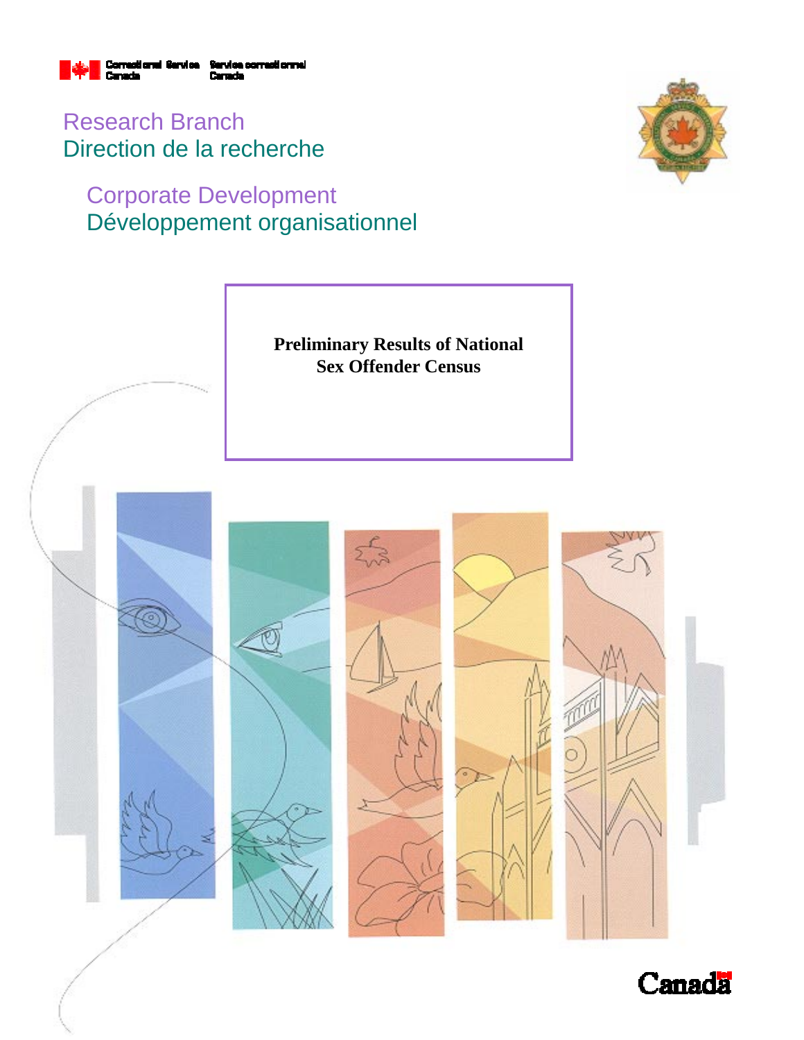Correctional Service Canada | Service correctionnel Canada

Research Branch
Direction de la recherche

Corporate Development
Développement organisationnel

# Preliminary Results of National Sex Offender Census

Canada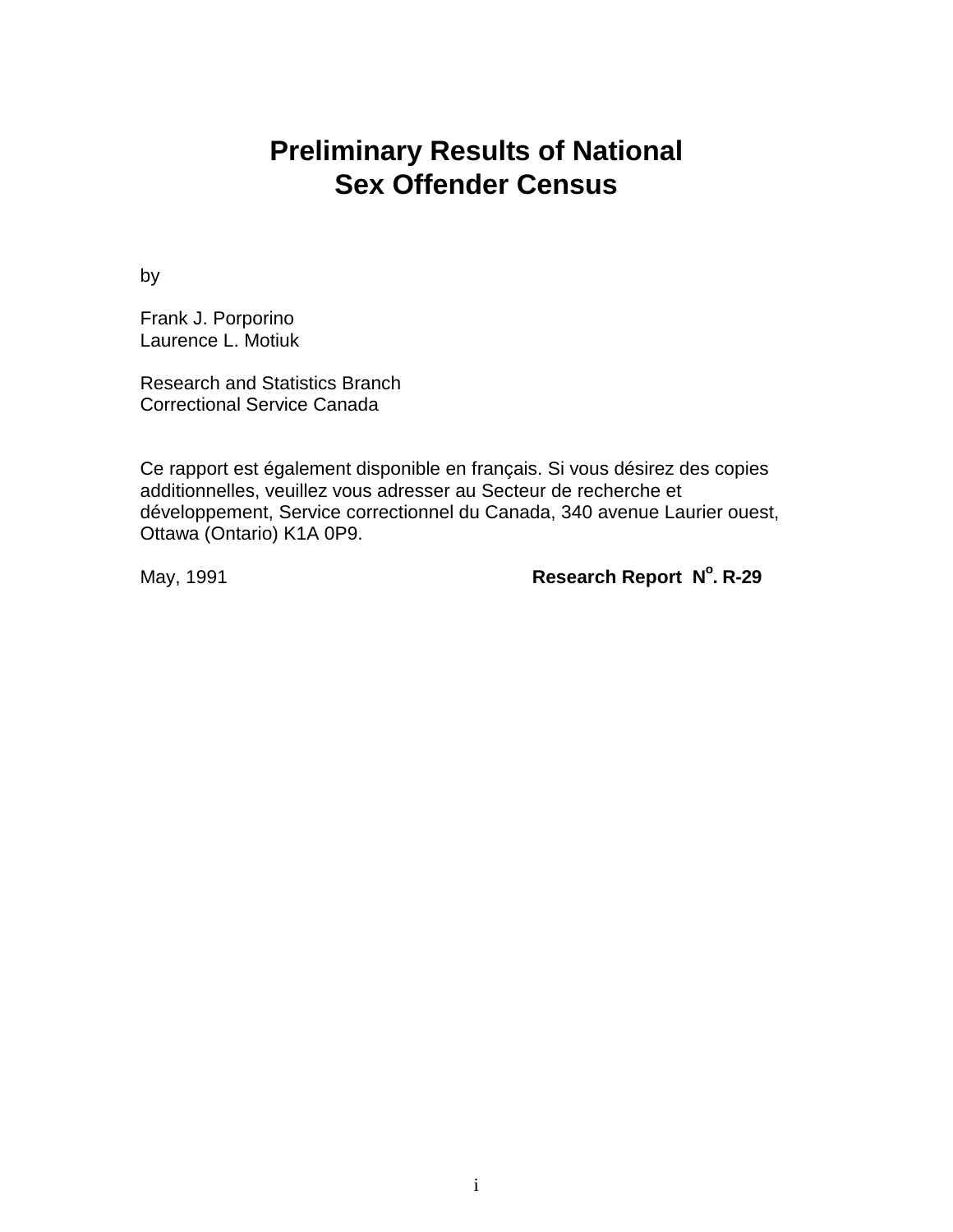# Preliminary Results of National Sex Offender Census

by

Frank J. Porporino
Laurence L. Motiuk

Research and Statistics Branch
Correctional Service Canada

Ce rapport est également disponible en français. Si vous désirez des copies additionnelles, veuillez vous adresser au Secteur de recherche et développement, Service correctionnel du Canada, 340 avenue Laurier ouest, Ottawa (Ontario) K1A 0P9.

May, 1991 **Research Report N$^{o}$. R-29**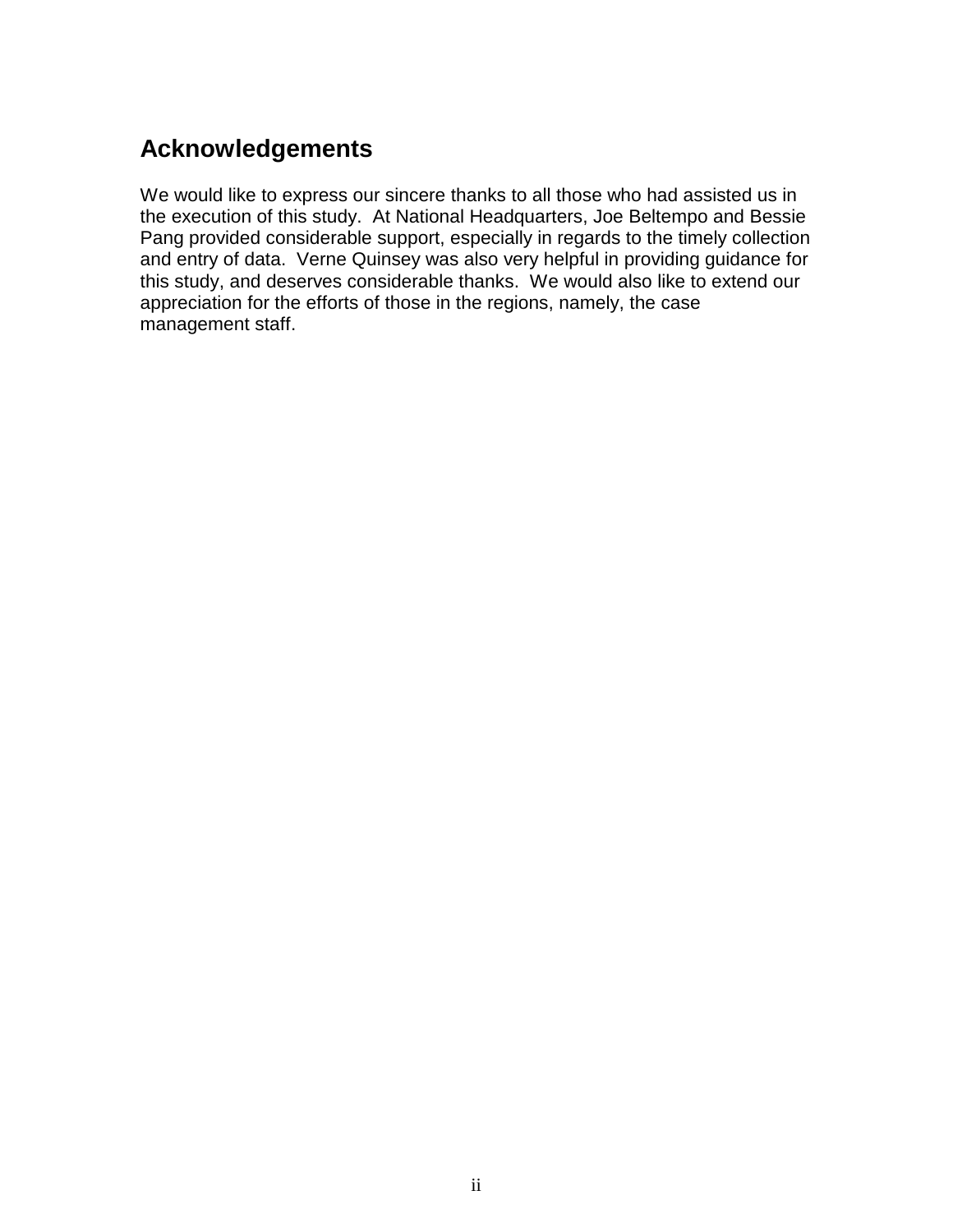## Acknowledgements

We would like to express our sincere thanks to all those who had assisted us in the execution of this study. At National Headquarters, Joe Beltempo and Bessie Pang provided considerable support, especially in regards to the timely collection and entry of data. Verne Quinsey was also very helpful in providing guidance for this study, and deserves considerable thanks. We would also like to extend our appreciation for the efforts of those in the regions, namely, the case management staff.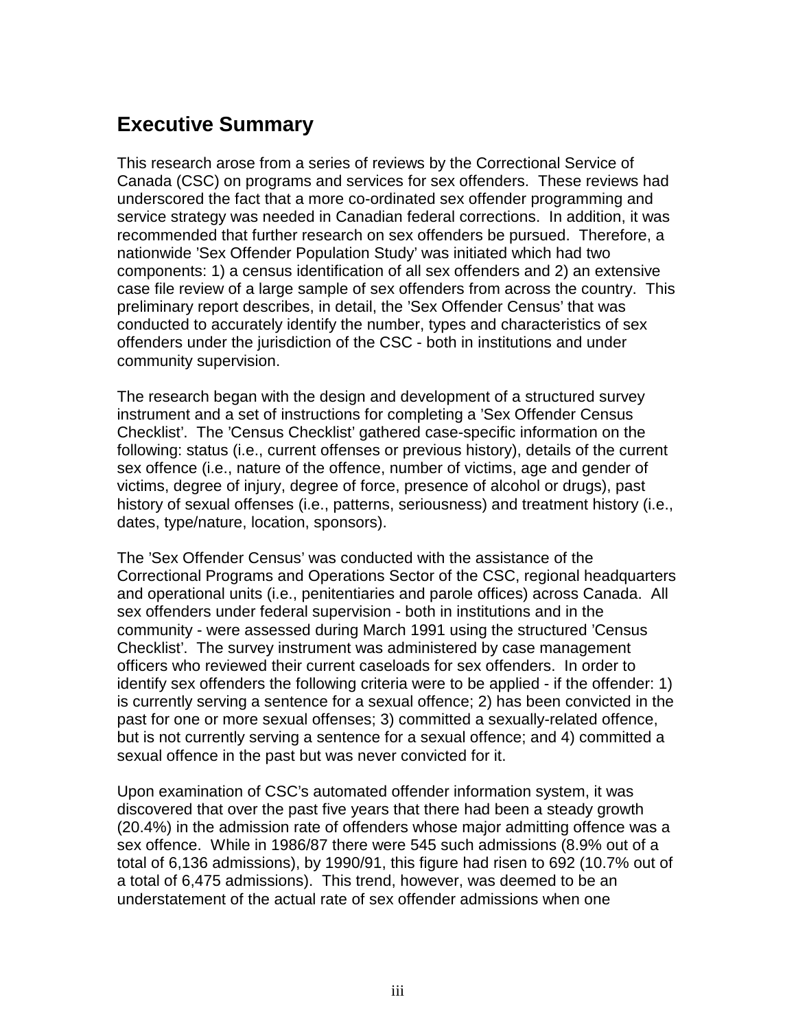## Executive Summary

This research arose from a series of reviews by the Correctional Service of Canada (CSC) on programs and services for sex offenders. These reviews had underscored the fact that a more co-ordinated sex offender programming and service strategy was needed in Canadian federal corrections. In addition, it was recommended that further research on sex offenders be pursued. Therefore, a nationwide 'Sex Offender Population Study' was initiated which had two components: 1) a census identification of all sex offenders and 2) an extensive case file review of a large sample of sex offenders from across the country. This preliminary report describes, in detail, the 'Sex Offender Census' that was conducted to accurately identify the number, types and characteristics of sex offenders under the jurisdiction of the CSC - both in institutions and under community supervision.

The research began with the design and development of a structured survey instrument and a set of instructions for completing a 'Sex Offender Census Checklist'. The 'Census Checklist' gathered case-specific information on the following: status (i.e., current offenses or previous history), details of the current sex offence (i.e., nature of the offence, number of victims, age and gender of victims, degree of injury, degree of force, presence of alcohol or drugs), past history of sexual offenses (i.e., patterns, seriousness) and treatment history (i.e., dates, type/nature, location, sponsors).

The 'Sex Offender Census' was conducted with the assistance of the Correctional Programs and Operations Sector of the CSC, regional headquarters and operational units (i.e., penitentiaries and parole offices) across Canada. All sex offenders under federal supervision - both in institutions and in the community - were assessed during March 1991 using the structured 'Census Checklist'. The survey instrument was administered by case management officers who reviewed their current caseloads for sex offenders. In order to identify sex offenders the following criteria were to be applied - if the offender: 1) is currently serving a sentence for a sexual offence; 2) has been convicted in the past for one or more sexual offenses; 3) committed a sexually-related offence, but is not currently serving a sentence for a sexual offence; and 4) committed a sexual offence in the past but was never convicted for it.

Upon examination of CSC's automated offender information system, it was discovered that over the past five years that there had been a steady growth (20.4%) in the admission rate of offenders whose major admitting offence was a sex offence. While in 1986/87 there were 545 such admissions (8.9% out of a total of 6,136 admissions), by 1990/91, this figure had risen to 692 (10.7% out of a total of 6,475 admissions). This trend, however, was deemed to be an understatement of the actual rate of sex offender admissions when one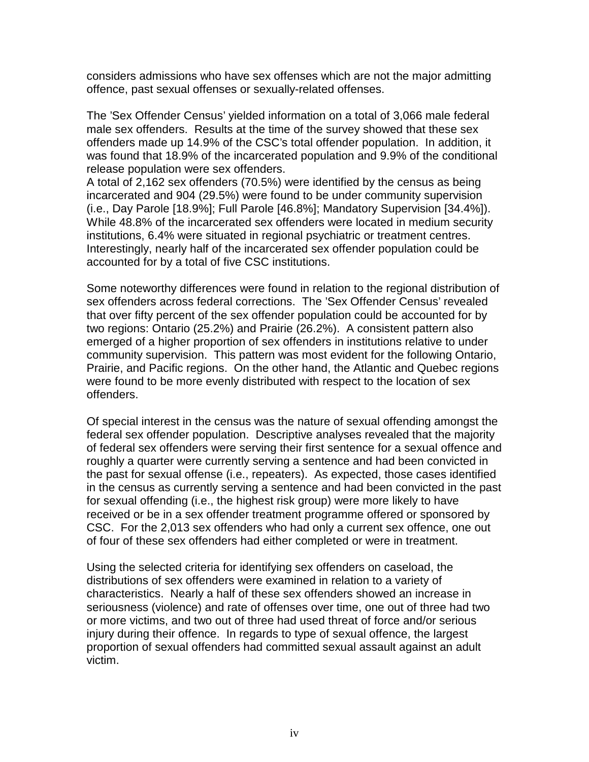considers admissions who have sex offenses which are not the major admitting offence, past sexual offenses or sexually-related offenses.

The 'Sex Offender Census' yielded information on a total of 3,066 male federal male sex offenders. Results at the time of the survey showed that these sex offenders made up 14.9% of the CSC's total offender population. In addition, it was found that 18.9% of the incarcerated population and 9.9% of the conditional release population were sex offenders.
A total of 2,162 sex offenders (70.5%) were identified by the census as being incarcerated and 904 (29.5%) were found to be under community supervision (i.e., Day Parole [18.9%]; Full Parole [46.8%]; Mandatory Supervision [34.4%]). While 48.8% of the incarcerated sex offenders were located in medium security institutions, 6.4% were situated in regional psychiatric or treatment centres. Interestingly, nearly half of the incarcerated sex offender population could be accounted for by a total of five CSC institutions.

Some noteworthy differences were found in relation to the regional distribution of sex offenders across federal corrections. The 'Sex Offender Census' revealed that over fifty percent of the sex offender population could be accounted for by two regions: Ontario (25.2%) and Prairie (26.2%). A consistent pattern also emerged of a higher proportion of sex offenders in institutions relative to under community supervision. This pattern was most evident for the following Ontario, Prairie, and Pacific regions. On the other hand, the Atlantic and Quebec regions were found to be more evenly distributed with respect to the location of sex offenders.

Of special interest in the census was the nature of sexual offending amongst the federal sex offender population. Descriptive analyses revealed that the majority of federal sex offenders were serving their first sentence for a sexual offence and roughly a quarter were currently serving a sentence and had been convicted in the past for sexual offense (i.e., repeaters). As expected, those cases identified in the census as currently serving a sentence and had been convicted in the past for sexual offending (i.e., the highest risk group) were more likely to have received or be in a sex offender treatment programme offered or sponsored by CSC. For the 2,013 sex offenders who had only a current sex offence, one out of four of these sex offenders had either completed or were in treatment.

Using the selected criteria for identifying sex offenders on caseload, the distributions of sex offenders were examined in relation to a variety of characteristics. Nearly a half of these sex offenders showed an increase in seriousness (violence) and rate of offenses over time, one out of three had two or more victims, and two out of three had used threat of force and/or serious injury during their offence. In regards to type of sexual offence, the largest proportion of sexual offenders had committed sexual assault against an adult victim.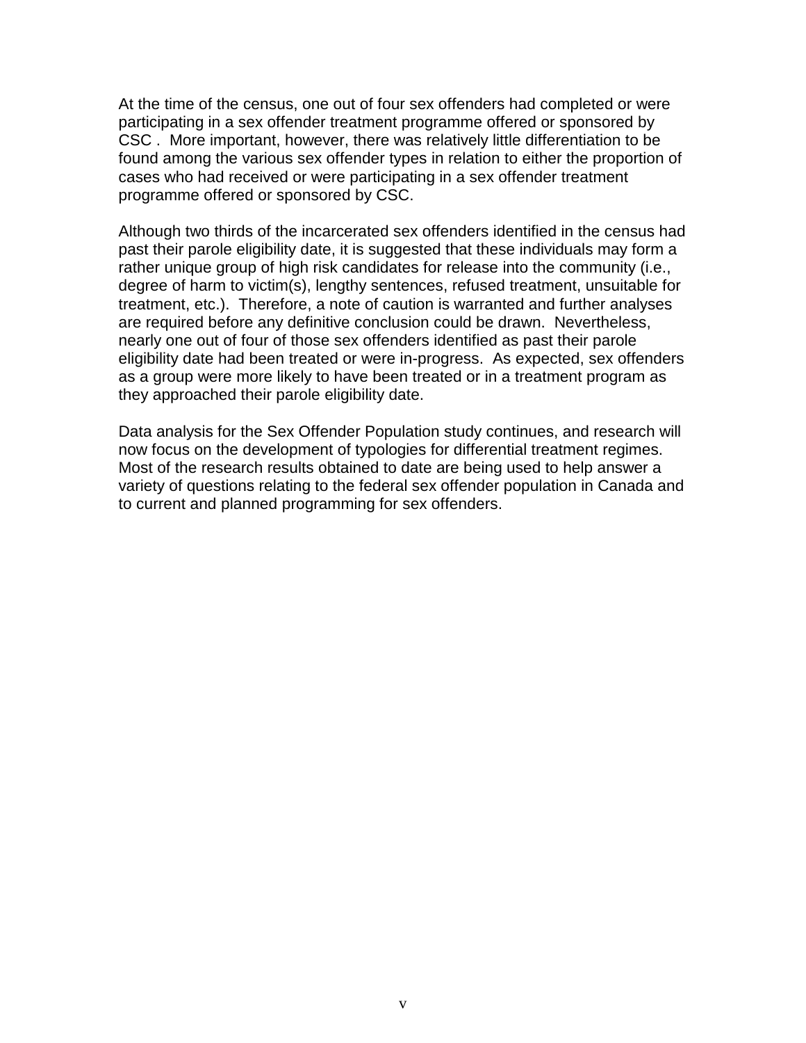At the time of the census, one out of four sex offenders had completed or were participating in a sex offender treatment programme offered or sponsored by CSC . More important, however, there was relatively little differentiation to be found among the various sex offender types in relation to either the proportion of cases who had received or were participating in a sex offender treatment programme offered or sponsored by CSC.

Although two thirds of the incarcerated sex offenders identified in the census had past their parole eligibility date, it is suggested that these individuals may form a rather unique group of high risk candidates for release into the community (i.e., degree of harm to victim(s), lengthy sentences, refused treatment, unsuitable for treatment, etc.). Therefore, a note of caution is warranted and further analyses are required before any definitive conclusion could be drawn. Nevertheless, nearly one out of four of those sex offenders identified as past their parole eligibility date had been treated or were in-progress. As expected, sex offenders as a group were more likely to have been treated or in a treatment program as they approached their parole eligibility date.

Data analysis for the Sex Offender Population study continues, and research will now focus on the development of typologies for differential treatment regimes. Most of the research results obtained to date are being used to help answer a variety of questions relating to the federal sex offender population in Canada and to current and planned programming for sex offenders.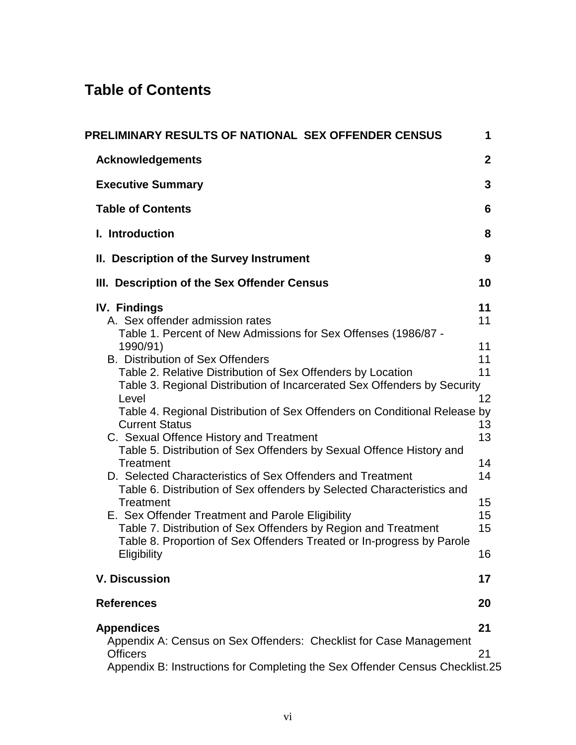# Table of Contents

**PRELIMINARY RESULTS OF NATIONAL SEX OFFENDER CENSUS** 1

**Acknowledgements** 2

**Executive Summary** 3

**Table of Contents** 6

**I. Introduction** 8

**II. Description of the Survey Instrument** 9

**III. Description of the Sex Offender Census** 10

**IV. Findings** 11

- A. Sex offender admission rates 11
  - Table 1. Percent of New Admissions for Sex Offenses (1986/87 - 1990/91) 11
- B. Distribution of Sex Offenders 11
  - Table 2. Relative Distribution of Sex Offenders by Location 11
  - Table 3. Regional Distribution of Incarcerated Sex Offenders by Security Level 12
  - Table 4. Regional Distribution of Sex Offenders on Conditional Release by Current Status 13
- C. Sexual Offence History and Treatment 13
  - Table 5. Distribution of Sex Offenders by Sexual Offence History and Treatment 14
- D. Selected Characteristics of Sex Offenders and Treatment 14
  - Table 6. Distribution of Sex offenders by Selected Characteristics and Treatment 15
- E. Sex Offender Treatment and Parole Eligibility 15
  - Table 7. Distribution of Sex Offenders by Region and Treatment 15
  - Table 8. Proportion of Sex Offenders Treated or In-progress by Parole Eligibility 16

**V. Discussion** 17

**References** 20

**Appendices** 21

- Appendix A: Census on Sex Offenders: Checklist for Case Management Officers 21
- Appendix B: Instructions for Completing the Sex Offender Census Checklist.25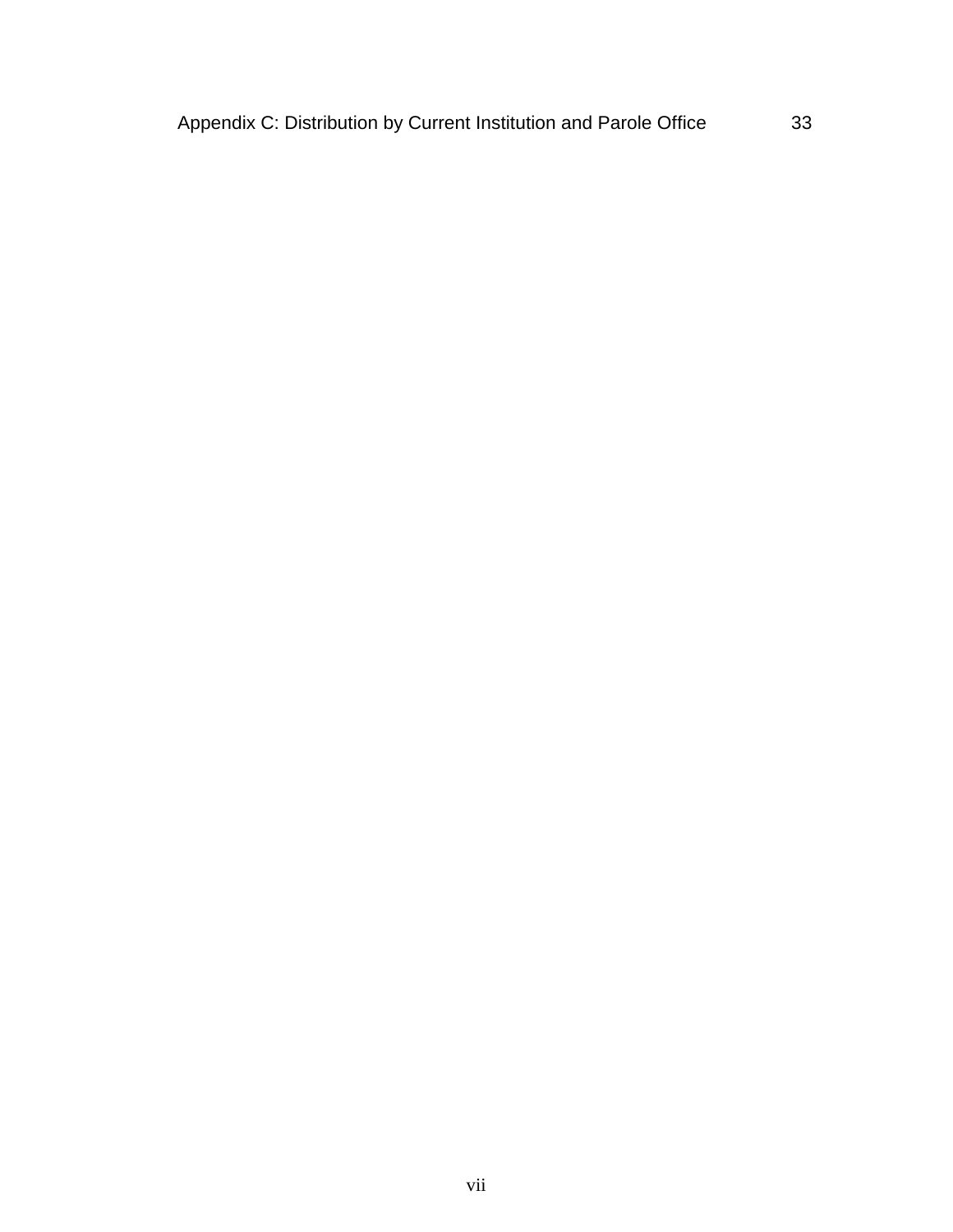Appendix C: Distribution by Current Institution and Parole Office 33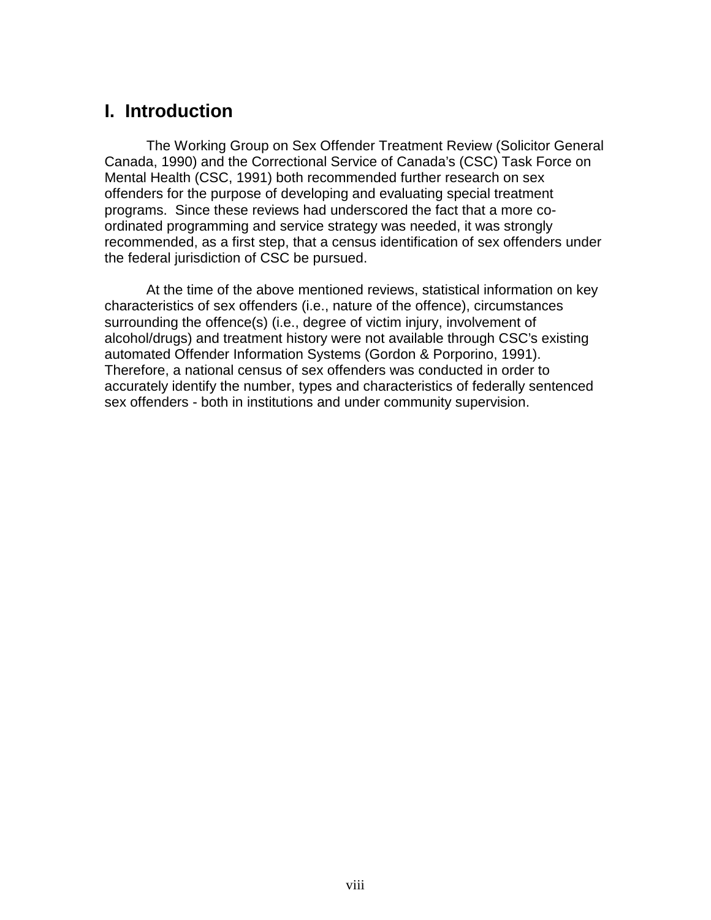# I. Introduction

The Working Group on Sex Offender Treatment Review (Solicitor General Canada, 1990) and the Correctional Service of Canada's (CSC) Task Force on Mental Health (CSC, 1991) both recommended further research on sex offenders for the purpose of developing and evaluating special treatment programs. Since these reviews had underscored the fact that a more co-ordinated programming and service strategy was needed, it was strongly recommended, as a first step, that a census identification of sex offenders under the federal jurisdiction of CSC be pursued.

At the time of the above mentioned reviews, statistical information on key characteristics of sex offenders (i.e., nature of the offence), circumstances surrounding the offence(s) (i.e., degree of victim injury, involvement of alcohol/drugs) and treatment history were not available through CSC's existing automated Offender Information Systems (Gordon & Porporino, 1991). Therefore, a national census of sex offenders was conducted in order to accurately identify the number, types and characteristics of federally sentenced sex offenders - both in institutions and under community supervision.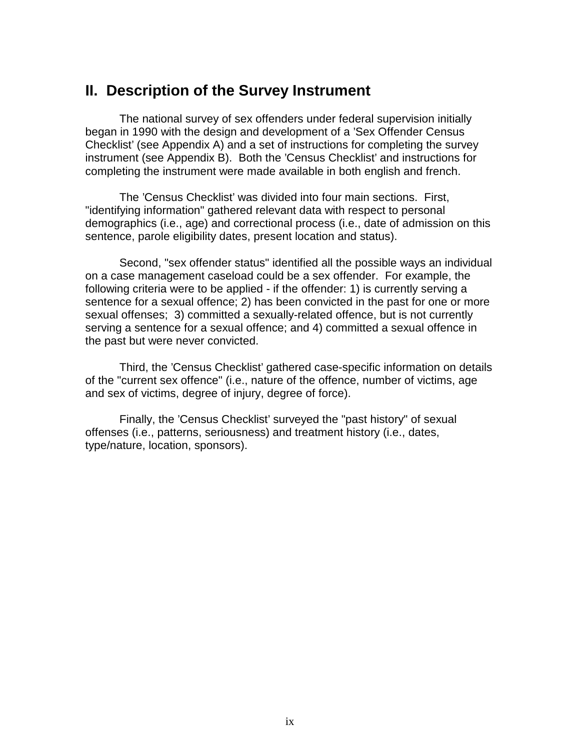## II. Description of the Survey Instrument

The national survey of sex offenders under federal supervision initially began in 1990 with the design and development of a ’Sex Offender Census Checklist’ (see Appendix A) and a set of instructions for completing the survey instrument (see Appendix B). Both the ’Census Checklist’ and instructions for completing the instrument were made available in both english and french.

The ’Census Checklist’ was divided into four main sections. First, "identifying information" gathered relevant data with respect to personal demographics (i.e., age) and correctional process (i.e., date of admission on this sentence, parole eligibility dates, present location and status).

Second, "sex offender status" identified all the possible ways an individual on a case management caseload could be a sex offender. For example, the following criteria were to be applied - if the offender: 1) is currently serving a sentence for a sexual offence; 2) has been convicted in the past for one or more sexual offenses; 3) committed a sexually-related offence, but is not currently serving a sentence for a sexual offence; and 4) committed a sexual offence in the past but were never convicted.

Third, the ’Census Checklist’ gathered case-specific information on details of the "current sex offence" (i.e., nature of the offence, number of victims, age and sex of victims, degree of injury, degree of force).

Finally, the ’Census Checklist’ surveyed the "past history" of sexual offenses (i.e., patterns, seriousness) and treatment history (i.e., dates, type/nature, location, sponsors).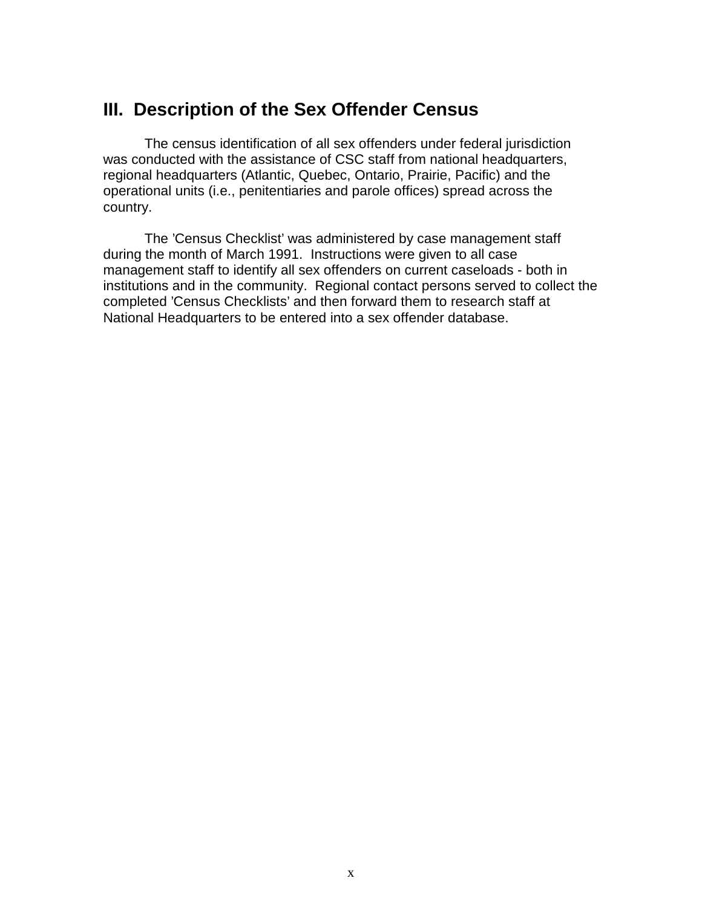## III. Description of the Sex Offender Census

The census identification of all sex offenders under federal jurisdiction was conducted with the assistance of CSC staff from national headquarters, regional headquarters (Atlantic, Quebec, Ontario, Prairie, Pacific) and the operational units (i.e., penitentiaries and parole offices) spread across the country.

The ’Census Checklist’ was administered by case management staff during the month of March 1991. Instructions were given to all case management staff to identify all sex offenders on current caseloads - both in institutions and in the community. Regional contact persons served to collect the completed ’Census Checklists’ and then forward them to research staff at National Headquarters to be entered into a sex offender database.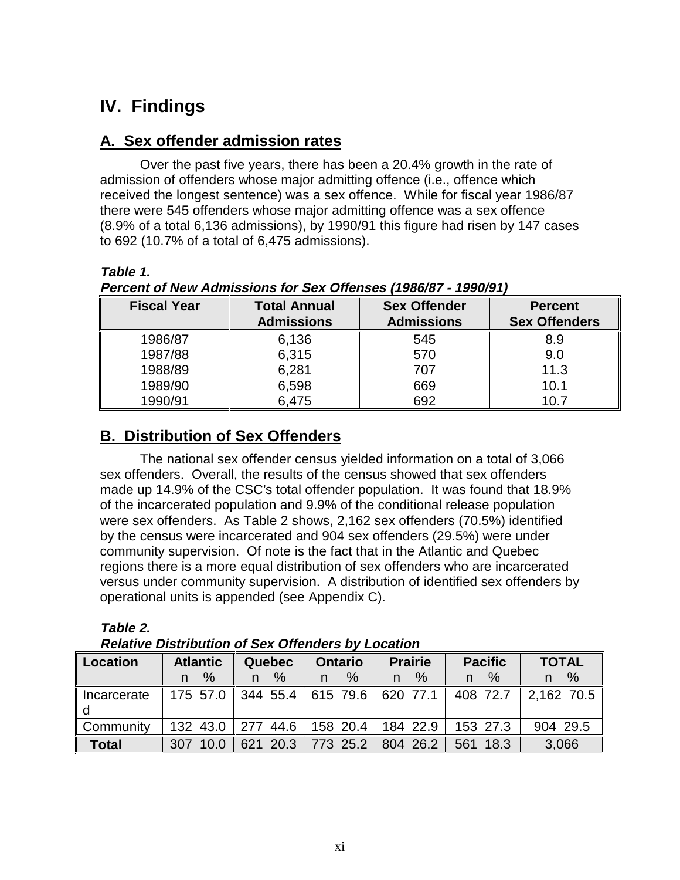# IV. Findings

## A. Sex offender admission rates

Over the past five years, there has been a 20.4% growth in the rate of admission of offenders whose major admitting offence (i.e., offence which received the longest sentence) was a sex offence. While for fiscal year 1986/87 there were 545 offenders whose major admitting offence was a sex offence (8.9% of a total 6,136 admissions), by 1990/91 this figure had risen by 147 cases to 692 (10.7% of a total of 6,475 admissions).

***Table 1.***
***Percent of New Admissions for Sex Offenses (1986/87 - 1990/91)***

| Fiscal Year | Total Annual Admissions | Sex Offender Admissions | Percent Sex Offenders |
|---|---|---|---|
| 1986/87 | 6,136 | 545 | 8.9 |
| 1987/88 | 6,315 | 570 | 9.0 |
| 1988/89 | 6,281 | 707 | 11.3 |
| 1989/90 | 6,598 | 669 | 10.1 |
| 1990/91 | 6,475 | 692 | 10.7 |

## B. Distribution of Sex Offenders

The national sex offender census yielded information on a total of 3,066 sex offenders. Overall, the results of the census showed that sex offenders made up 14.9% of the CSC's total offender population. It was found that 18.9% of the incarcerated population and 9.9% of the conditional release population were sex offenders. As Table 2 shows, 2,162 sex offenders (70.5%) identified by the census were incarcerated and 904 sex offenders (29.5%) were under community supervision. Of note is the fact that in the Atlantic and Quebec regions there is a more equal distribution of sex offenders who are incarcerated versus under community supervision. A distribution of identified sex offenders by operational units is appended (see Appendix C).

***Table 2.***
***Relative Distribution of Sex Offenders by Location***

| Location | Atlantic | | Quebec | | Ontario | | Prairie | | Pacific | | TOTAL | |
|---|---|---|---|---|---|---|---|---|---|---|---|---|
| | n | % | n | % | n | % | n | % | n | % | n | % |
| Incarcerated | 175 | 57.0 | 344 | 55.4 | 615 | 79.6 | 620 | 77.1 | 408 | 72.7 | 2,162 | 70.5 |
| Community | 132 | 43.0 | 277 | 44.6 | 158 | 20.4 | 184 | 22.9 | 153 | 27.3 | 904 | 29.5 |
| **Total** | 307 | 10.0 | 621 | 20.3 | 773 | 25.2 | 804 | 26.2 | 561 | 18.3 | 3,066 | |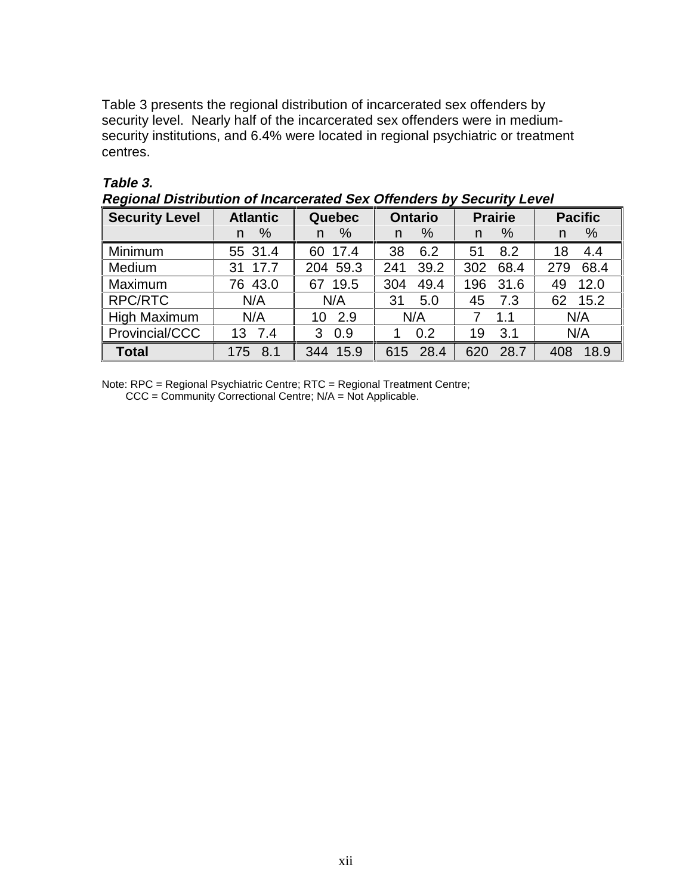Table 3 presents the regional distribution of incarcerated sex offenders by security level. Nearly half of the incarcerated sex offenders were in medium-security institutions, and 6.4% were located in regional psychiatric or treatment centres.

***Table 3.***
***Regional Distribution of Incarcerated Sex Offenders by Security Level***

| Security Level | Atlantic | | Quebec | | Ontario | | Prairie | | Pacific | |
|---|---|---|---|---|---|---|---|---|---|---|
| | n | % | n | % | n | % | n | % | n | % |
| Minimum | 55 | 31.4 | 60 | 17.4 | 38 | 6.2 | 51 | 8.2 | 18 | 4.4 |
| Medium | 31 | 17.7 | 204 | 59.3 | 241 | 39.2 | 302 | 68.4 | 279 | 68.4 |
| Maximum | 76 | 43.0 | 67 | 19.5 | 304 | 49.4 | 196 | 31.6 | 49 | 12.0 |
| RPC/RTC | N/A | | N/A | | 31 | 5.0 | 45 | 7.3 | 62 | 15.2 |
| High Maximum | N/A | | 10 | 2.9 | N/A | | 7 | 1.1 | N/A | |
| Provincial/CCC | 13 | 7.4 | 3 | 0.9 | 1 | 0.2 | 19 | 3.1 | N/A | |
| **Total** | 175 | 8.1 | 344 | 15.9 | 615 | 28.4 | 620 | 28.7 | 408 | 18.9 |

Note: RPC = Regional Psychiatric Centre; RTC = Regional Treatment Centre;
CCC = Community Correctional Centre; N/A = Not Applicable.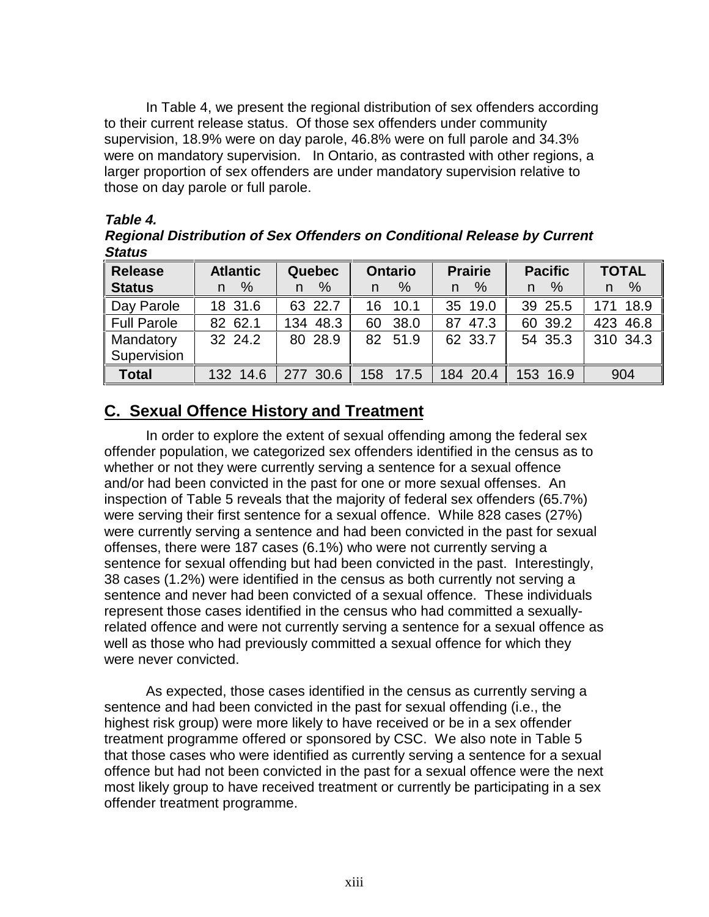In Table 4, we present the regional distribution of sex offenders according to their current release status. Of those sex offenders under community supervision, 18.9% were on day parole, 46.8% were on full parole and 34.3% were on mandatory supervision. In Ontario, as contrasted with other regions, a larger proportion of sex offenders are under mandatory supervision relative to those on day parole or full parole.

***Table 4.***
***Regional Distribution of Sex Offenders on Conditional Release by Current Status***

| **Release Status** | **Atlantic** | | **Quebec** | | **Ontario** | | **Prairie** | | **Pacific** | | **TOTAL** | |
|---|---|---|---|---|---|---|---|---|---|---|---|---|
| | n | % | n | % | n | % | n | % | n | % | n | % |
| Day Parole | 18 | 31.6 | 63 | 22.7 | 16 | 10.1 | 35 | 19.0 | 39 | 25.5 | 171 | 18.9 |
| Full Parole | 82 | 62.1 | 134 | 48.3 | 60 | 38.0 | 87 | 47.3 | 60 | 39.2 | 423 | 46.8 |
| Mandatory Supervision | 32 | 24.2 | 80 | 28.9 | 82 | 51.9 | 62 | 33.7 | 54 | 35.3 | 310 | 34.3 |
| **Total** | 132 | 14.6 | 277 | 30.6 | 158 | 17.5 | 184 | 20.4 | 153 | 16.9 | 904 | |

## C. Sexual Offence History and Treatment

In order to explore the extent of sexual offending among the federal sex offender population, we categorized sex offenders identified in the census as to whether or not they were currently serving a sentence for a sexual offence and/or had been convicted in the past for one or more sexual offenses. An inspection of Table 5 reveals that the majority of federal sex offenders (65.7%) were serving their first sentence for a sexual offence. While 828 cases (27%) were currently serving a sentence and had been convicted in the past for sexual offenses, there were 187 cases (6.1%) who were not currently serving a sentence for sexual offending but had been convicted in the past. Interestingly, 38 cases (1.2%) were identified in the census as both currently not serving a sentence and never had been convicted of a sexual offence. These individuals represent those cases identified in the census who had committed a sexually-related offence and were not currently serving a sentence for a sexual offence as well as those who had previously committed a sexual offence for which they were never convicted.

As expected, those cases identified in the census as currently serving a sentence and had been convicted in the past for sexual offending (i.e., the highest risk group) were more likely to have received or be in a sex offender treatment programme offered or sponsored by CSC. We also note in Table 5 that those cases who were identified as currently serving a sentence for a sexual offence but had not been convicted in the past for a sexual offence were the next most likely group to have received treatment or currently be participating in a sex offender treatment programme.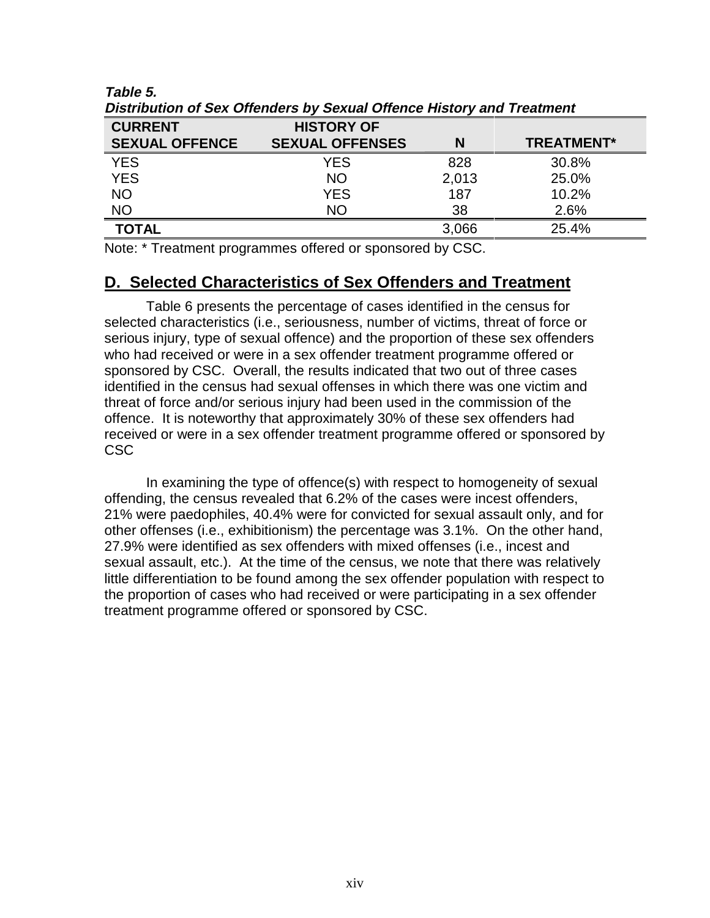***Table 5.***
***Distribution of Sex Offenders by Sexual Offence History and Treatment***

| CURRENT SEXUAL OFFENCE | HISTORY OF SEXUAL OFFENSES | N | TREATMENT* |
|---|---|---|---|
| YES | YES | 828 | 30.8% |
| YES | NO | 2,013 | 25.0% |
| NO | YES | 187 | 10.2% |
| NO | NO | 38 | 2.6% |
| **TOTAL** | | 3,066 | 25.4% |

Note: * Treatment programmes offered or sponsored by CSC.

## D. Selected Characteristics of Sex Offenders and Treatment

Table 6 presents the percentage of cases identified in the census for selected characteristics (i.e., seriousness, number of victims, threat of force or serious injury, type of sexual offence) and the proportion of these sex offenders who had received or were in a sex offender treatment programme offered or sponsored by CSC. Overall, the results indicated that two out of three cases identified in the census had sexual offenses in which there was one victim and threat of force and/or serious injury had been used in the commission of the offence. It is noteworthy that approximately 30% of these sex offenders had received or were in a sex offender treatment programme offered or sponsored by CSC

In examining the type of offence(s) with respect to homogeneity of sexual offending, the census revealed that 6.2% of the cases were incest offenders, 21% were paedophiles, 40.4% were for convicted for sexual assault only, and for other offenses (i.e., exhibitionism) the percentage was 3.1%. On the other hand, 27.9% were identified as sex offenders with mixed offenses (i.e., incest and sexual assault, etc.). At the time of the census, we note that there was relatively little differentiation to be found among the sex offender population with respect to the proportion of cases who had received or were participating in a sex offender treatment programme offered or sponsored by CSC.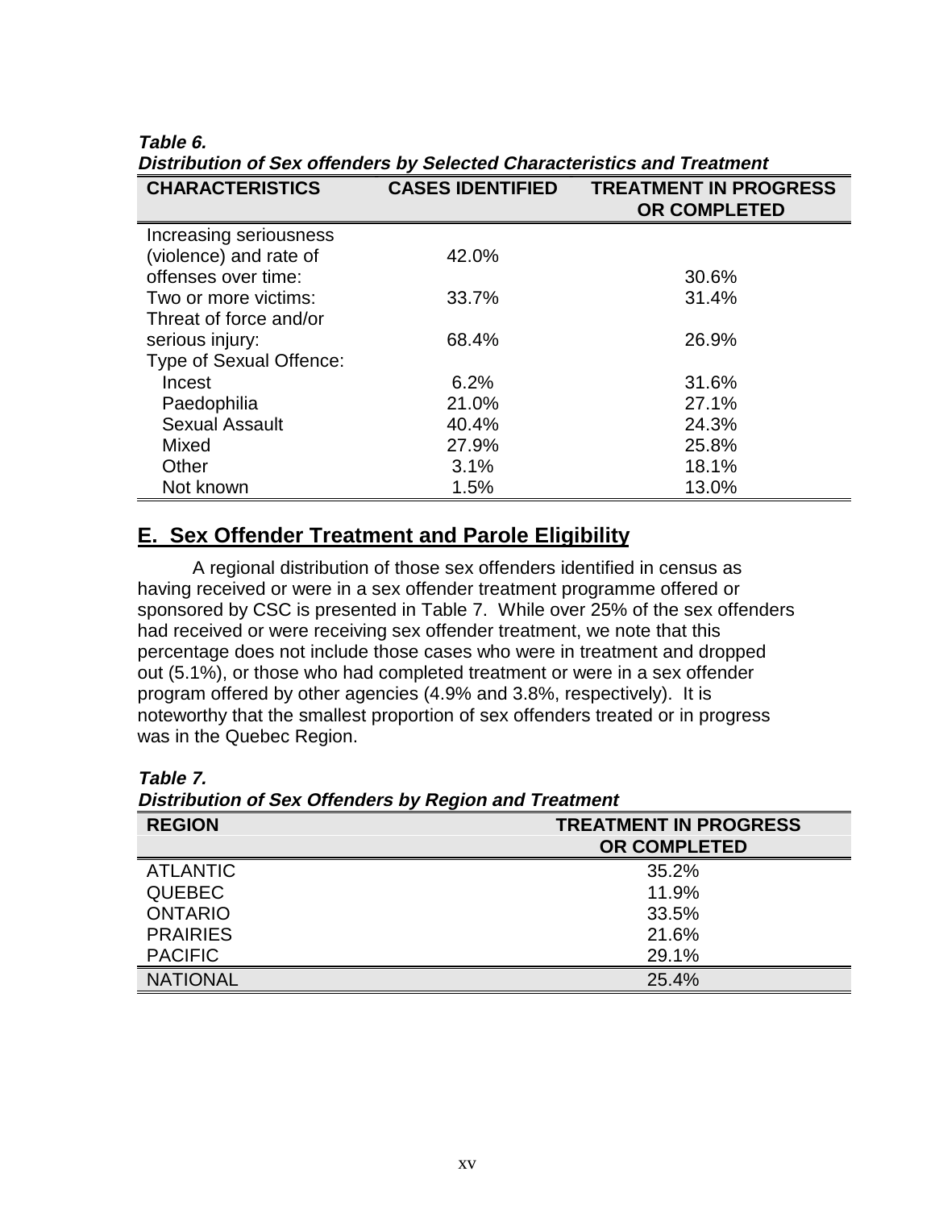***Table 6.***
***Distribution of Sex offenders by Selected Characteristics and Treatment***

| CHARACTERISTICS | CASES IDENTIFIED | TREATMENT IN PROGRESS OR COMPLETED |
|---|---|---|
| Increasing seriousness (violence) and rate of offenses over time: | 42.0% | 30.6% |
| Two or more victims: | 33.7% | 31.4% |
| Threat of force and/or serious injury: | 68.4% | 26.9% |
| Type of Sexual Offence: | | |
| Incest | 6.2% | 31.6% |
| Paedophilia | 21.0% | 27.1% |
| Sexual Assault | 40.4% | 24.3% |
| Mixed | 27.9% | 25.8% |
| Other | 3.1% | 18.1% |
| Not known | 1.5% | 13.0% |

## E. Sex Offender Treatment and Parole Eligibility

A regional distribution of those sex offenders identified in census as having received or were in a sex offender treatment programme offered or sponsored by CSC is presented in Table 7. While over 25% of the sex offenders had received or were receiving sex offender treatment, we note that this percentage does not include those cases who were in treatment and dropped out (5.1%), or those who had completed treatment or were in a sex offender program offered by other agencies (4.9% and 3.8%, respectively). It is noteworthy that the smallest proportion of sex offenders treated or in progress was in the Quebec Region.

***Table 7.***
***Distribution of Sex Offenders by Region and Treatment***

| REGION | TREATMENT IN PROGRESS OR COMPLETED |
|---|---|
| ATLANTIC | 35.2% |
| QUEBEC | 11.9% |
| ONTARIO | 33.5% |
| PRAIRIES | 21.6% |
| PACIFIC | 29.1% |
| NATIONAL | 25.4% |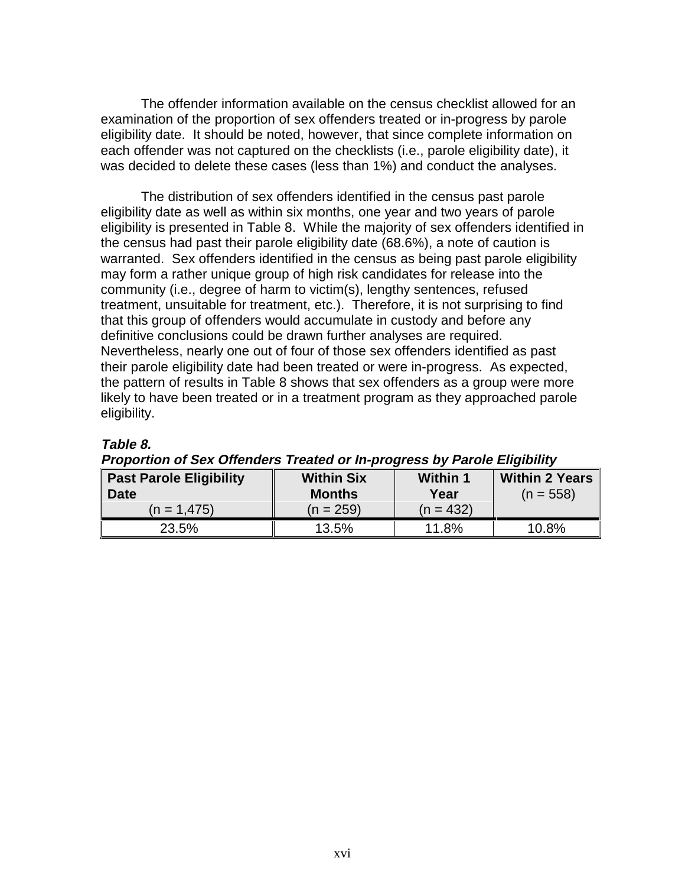The offender information available on the census checklist allowed for an examination of the proportion of sex offenders treated or in-progress by parole eligibility date. It should be noted, however, that since complete information on each offender was not captured on the checklists (i.e., parole eligibility date), it was decided to delete these cases (less than 1%) and conduct the analyses.

The distribution of sex offenders identified in the census past parole eligibility date as well as within six months, one year and two years of parole eligibility is presented in Table 8. While the majority of sex offenders identified in the census had past their parole eligibility date (68.6%), a note of caution is warranted. Sex offenders identified in the census as being past parole eligibility may form a rather unique group of high risk candidates for release into the community (i.e., degree of harm to victim(s), lengthy sentences, refused treatment, unsuitable for treatment, etc.). Therefore, it is not surprising to find that this group of offenders would accumulate in custody and before any definitive conclusions could be drawn further analyses are required. Nevertheless, nearly one out of four of those sex offenders identified as past their parole eligibility date had been treated or were in-progress. As expected, the pattern of results in Table 8 shows that sex offenders as a group were more likely to have been treated or in a treatment program as they approached parole eligibility.

***Table 8.***
***Proportion of Sex Offenders Treated or In-progress by Parole Eligibility***

| **Past Parole Eligibility Date** (n = 1,475) | **Within Six Months** (n = 259) | **Within 1 Year** (n = 432) | **Within 2 Years** (n = 558) |
|---|---|---|---|
| 23.5% | 13.5% | 11.8% | 10.8% |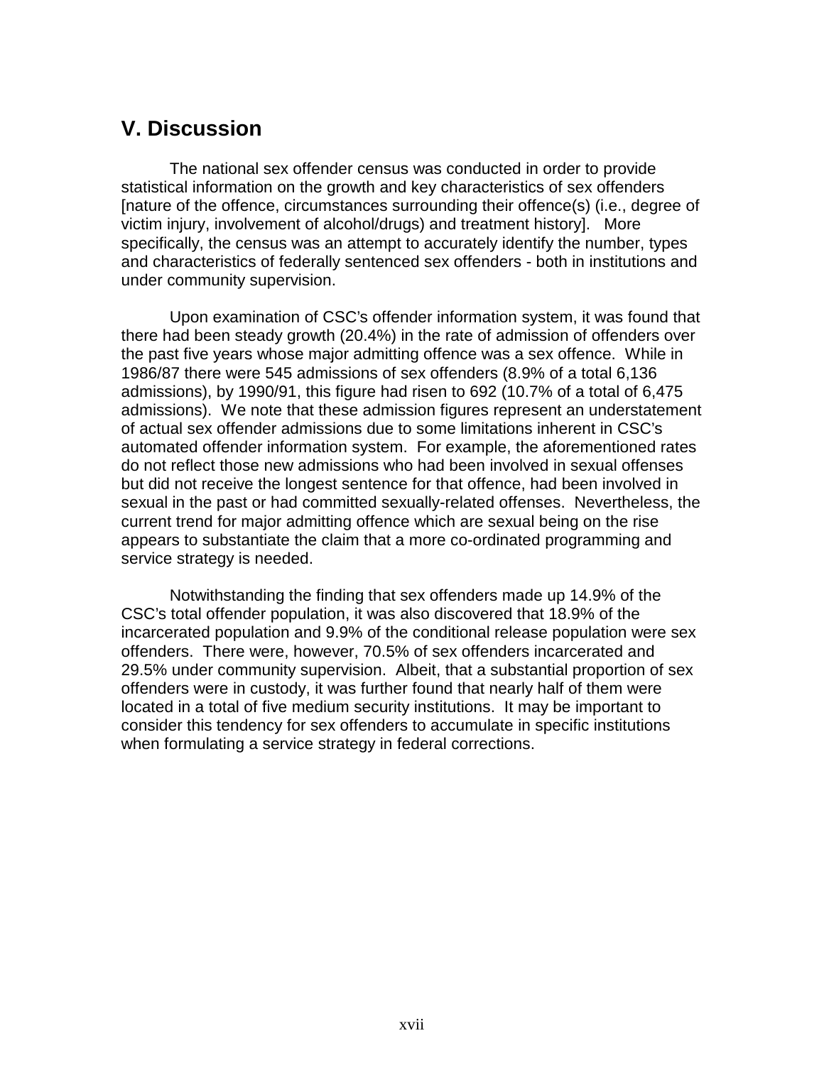## V. Discussion

The national sex offender census was conducted in order to provide statistical information on the growth and key characteristics of sex offenders [nature of the offence, circumstances surrounding their offence(s) (i.e., degree of victim injury, involvement of alcohol/drugs) and treatment history]. More specifically, the census was an attempt to accurately identify the number, types and characteristics of federally sentenced sex offenders - both in institutions and under community supervision.

Upon examination of CSC's offender information system, it was found that there had been steady growth (20.4%) in the rate of admission of offenders over the past five years whose major admitting offence was a sex offence. While in 1986/87 there were 545 admissions of sex offenders (8.9% of a total 6,136 admissions), by 1990/91, this figure had risen to 692 (10.7% of a total of 6,475 admissions). We note that these admission figures represent an understatement of actual sex offender admissions due to some limitations inherent in CSC's automated offender information system. For example, the aforementioned rates do not reflect those new admissions who had been involved in sexual offenses but did not receive the longest sentence for that offence, had been involved in sexual in the past or had committed sexually-related offenses. Nevertheless, the current trend for major admitting offence which are sexual being on the rise appears to substantiate the claim that a more co-ordinated programming and service strategy is needed.

Notwithstanding the finding that sex offenders made up 14.9% of the CSC's total offender population, it was also discovered that 18.9% of the incarcerated population and 9.9% of the conditional release population were sex offenders. There were, however, 70.5% of sex offenders incarcerated and 29.5% under community supervision. Albeit, that a substantial proportion of sex offenders were in custody, it was further found that nearly half of them were located in a total of five medium security institutions. It may be important to consider this tendency for sex offenders to accumulate in specific institutions when formulating a service strategy in federal corrections.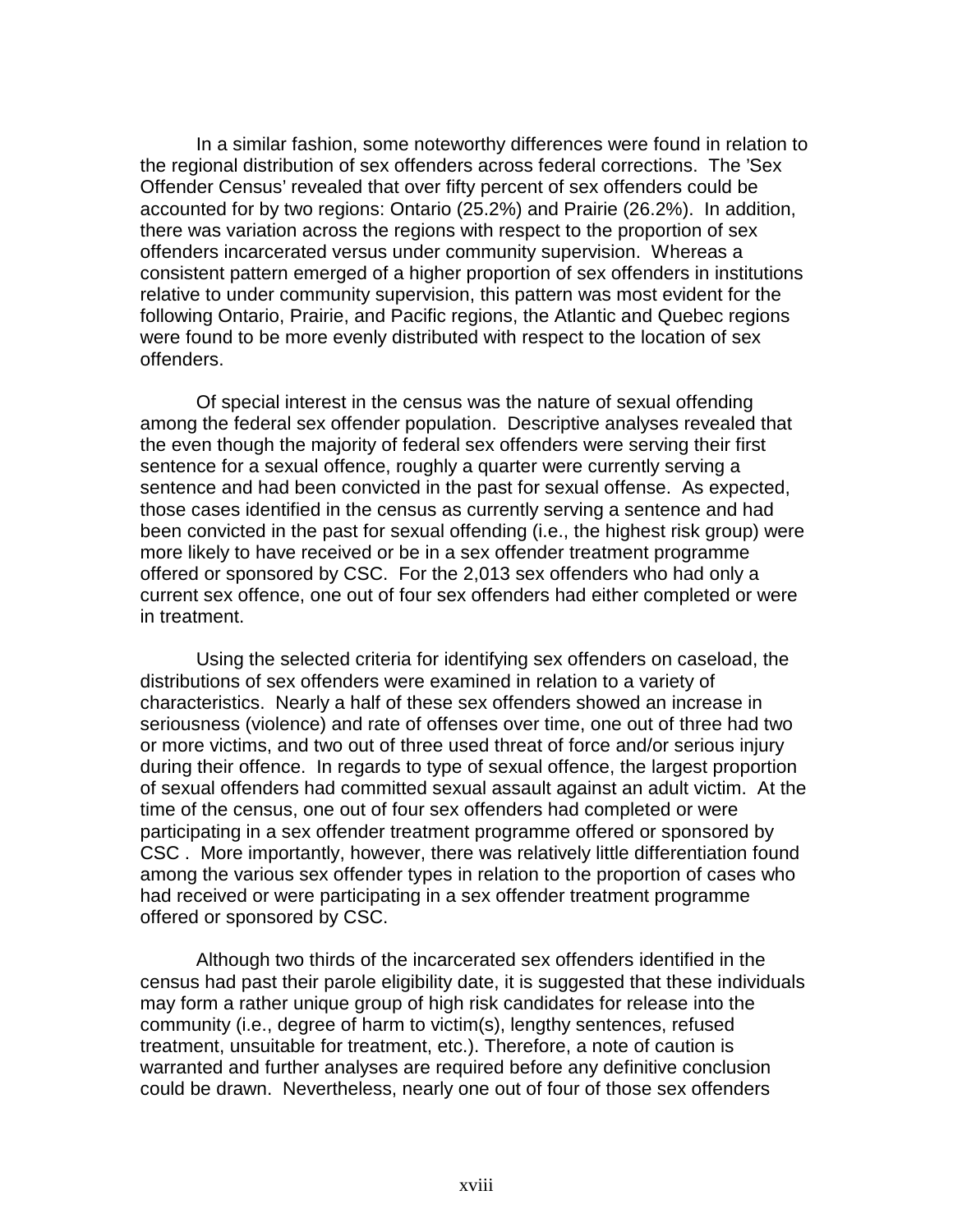In a similar fashion, some noteworthy differences were found in relation to the regional distribution of sex offenders across federal corrections. The 'Sex Offender Census' revealed that over fifty percent of sex offenders could be accounted for by two regions: Ontario (25.2%) and Prairie (26.2%). In addition, there was variation across the regions with respect to the proportion of sex offenders incarcerated versus under community supervision. Whereas a consistent pattern emerged of a higher proportion of sex offenders in institutions relative to under community supervision, this pattern was most evident for the following Ontario, Prairie, and Pacific regions, the Atlantic and Quebec regions were found to be more evenly distributed with respect to the location of sex offenders.

Of special interest in the census was the nature of sexual offending among the federal sex offender population. Descriptive analyses revealed that the even though the majority of federal sex offenders were serving their first sentence for a sexual offence, roughly a quarter were currently serving a sentence and had been convicted in the past for sexual offense. As expected, those cases identified in the census as currently serving a sentence and had been convicted in the past for sexual offending (i.e., the highest risk group) were more likely to have received or be in a sex offender treatment programme offered or sponsored by CSC. For the 2,013 sex offenders who had only a current sex offence, one out of four sex offenders had either completed or were in treatment.

Using the selected criteria for identifying sex offenders on caseload, the distributions of sex offenders were examined in relation to a variety of characteristics. Nearly a half of these sex offenders showed an increase in seriousness (violence) and rate of offenses over time, one out of three had two or more victims, and two out of three used threat of force and/or serious injury during their offence. In regards to type of sexual offence, the largest proportion of sexual offenders had committed sexual assault against an adult victim. At the time of the census, one out of four sex offenders had completed or were participating in a sex offender treatment programme offered or sponsored by CSC . More importantly, however, there was relatively little differentiation found among the various sex offender types in relation to the proportion of cases who had received or were participating in a sex offender treatment programme offered or sponsored by CSC.

Although two thirds of the incarcerated sex offenders identified in the census had past their parole eligibility date, it is suggested that these individuals may form a rather unique group of high risk candidates for release into the community (i.e., degree of harm to victim(s), lengthy sentences, refused treatment, unsuitable for treatment, etc.). Therefore, a note of caution is warranted and further analyses are required before any definitive conclusion could be drawn. Nevertheless, nearly one out of four of those sex offenders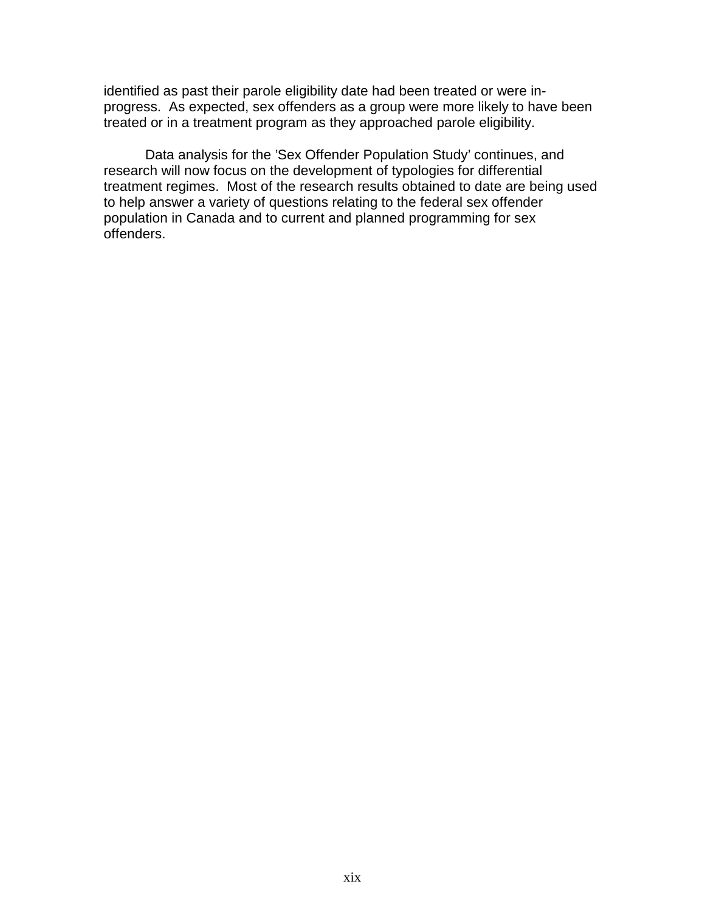identified as past their parole eligibility date had been treated or were in-progress. As expected, sex offenders as a group were more likely to have been treated or in a treatment program as they approached parole eligibility.

Data analysis for the ’Sex Offender Population Study’ continues, and research will now focus on the development of typologies for differential treatment regimes. Most of the research results obtained to date are being used to help answer a variety of questions relating to the federal sex offender population in Canada and to current and planned programming for sex offenders.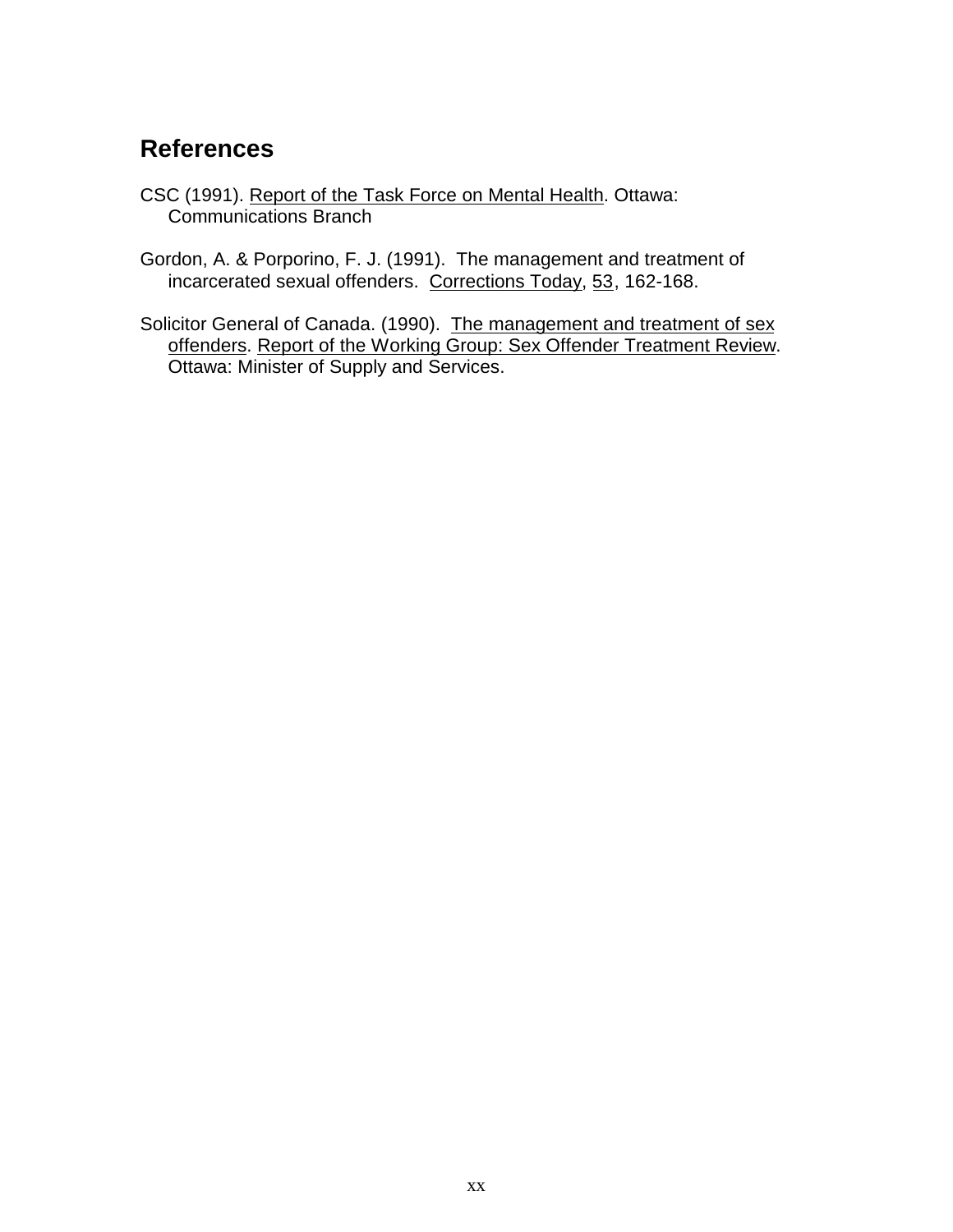## References

CSC (1991). Report of the Task Force on Mental Health. Ottawa: Communications Branch

Gordon, A. & Porporino, F. J. (1991). The management and treatment of incarcerated sexual offenders. Corrections Today, 53, 162-168.

Solicitor General of Canada. (1990). The management and treatment of sex offenders. Report of the Working Group: Sex Offender Treatment Review. Ottawa: Minister of Supply and Services.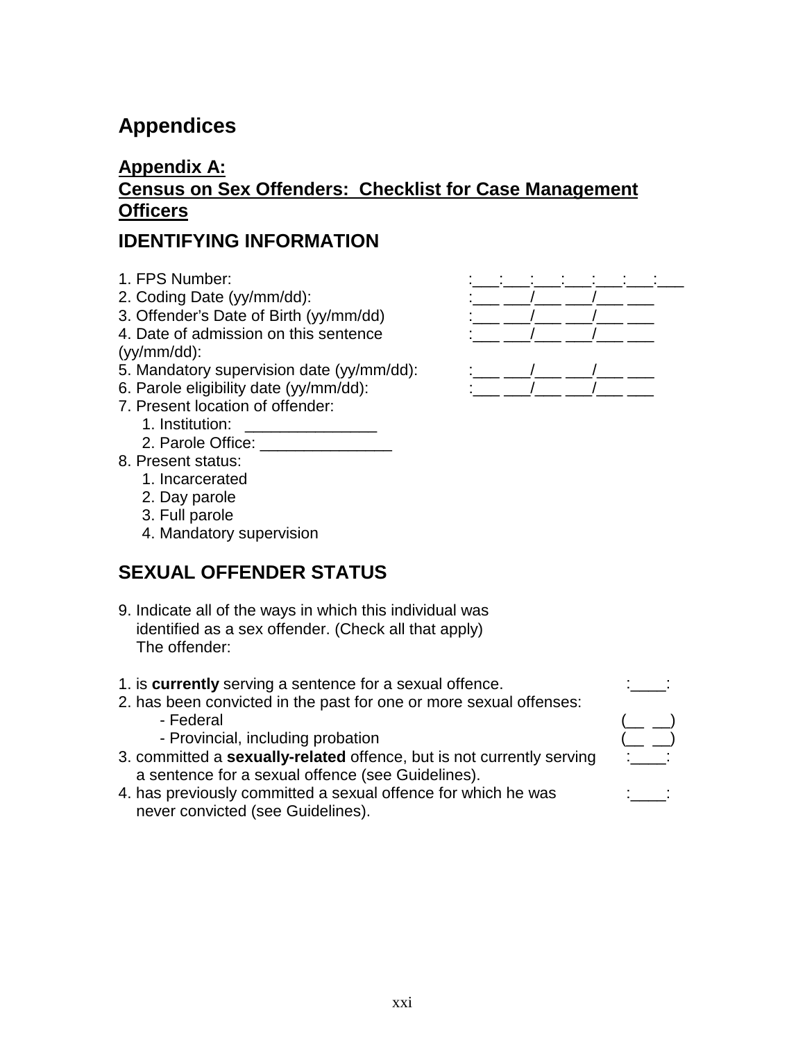# Appendices

## Appendix A: Census on Sex Offenders: Checklist for Case Management Officers

## IDENTIFYING INFORMATION

1. FPS Number: :___:___:___:___:___:___:___
2. Coding Date (yy/mm/dd): :___ ___/___ ___/___ ___
3. Offender's Date of Birth (yy/mm/dd) :___ ___/___ ___/___ ___
4. Date of admission on this sentence (yy/mm/dd): :___ ___/___ ___/___ ___
5. Mandatory supervision date (yy/mm/dd): :___ ___/___ ___/___ ___
6. Parole eligibility date (yy/mm/dd): :___ ___/___ ___/___ ___
7. Present location of offender:
   1. Institution: _______________
   2. Parole Office: _______________
8. Present status:
   1. Incarcerated
   2. Day parole
   3. Full parole
   4. Mandatory supervision

## SEXUAL OFFENDER STATUS

9. Indicate all of the ways in which this individual was identified as a sex offender. (Check all that apply) The offender:

1. is **currently** serving a sentence for a sexual offence. :____:
2. has been convicted in the past for one or more sexual offenses:
   - Federal (__ __)
   - Provincial, including probation (__ __)
3. committed a **sexually-related** offence, but is not currently serving a sentence for a sexual offence (see Guidelines). :____:
4. has previously committed a sexual offence for which he was never convicted (see Guidelines). :____: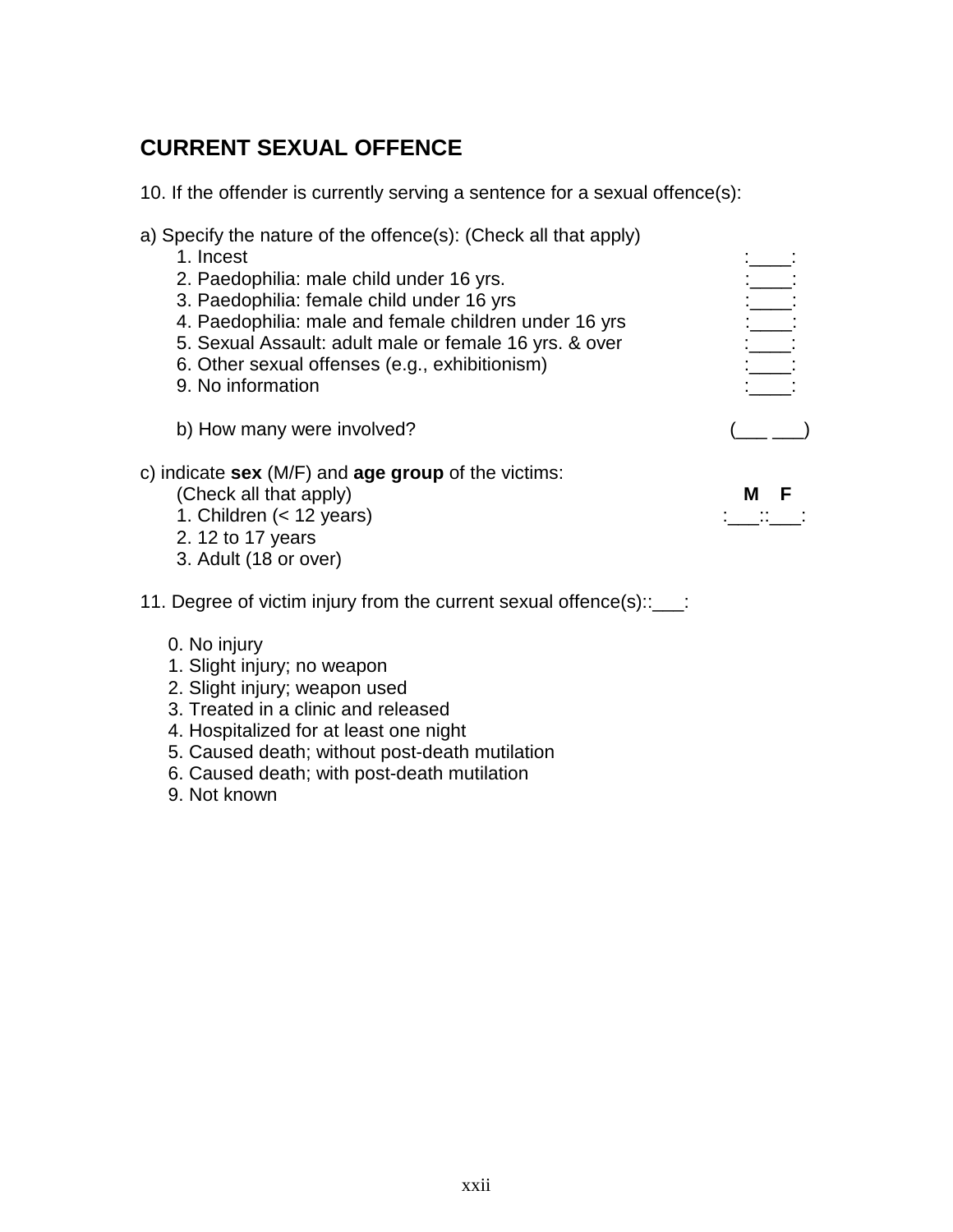## CURRENT SEXUAL OFFENCE

10. If the offender is currently serving a sentence for a sexual offence(s):

a) Specify the nature of the offence(s): (Check all that apply)

1. Incest :____:
2. Paedophilia: male child under 16 yrs. :____:
3. Paedophilia: female child under 16 yrs :____:
4. Paedophilia: male and female children under 16 yrs :____:
5. Sexual Assault: adult male or female 16 yrs. & over :____:
6. Other sexual offenses (e.g., exhibitionism) :____:
9. No information :____:

b) How many were involved? (___ ___)

c) indicate **sex** (M/F) and **age group** of the victims:
(Check all that apply) **M F**

1. Children (< 12 years) :___::___:
2. 12 to 17 years
3. Adult (18 or over)

11. Degree of victim injury from the current sexual offence(s)::___:

0. No injury
1. Slight injury; no weapon
2. Slight injury; weapon used
3. Treated in a clinic and released
4. Hospitalized for at least one night
5. Caused death; without post-death mutilation
6. Caused death; with post-death mutilation
9. Not known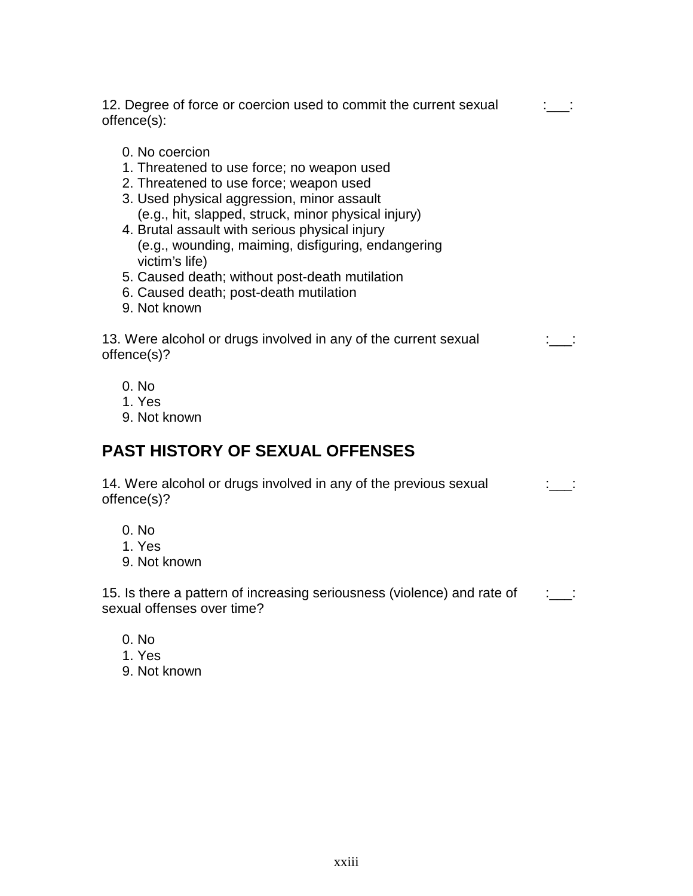12. Degree of force or coercion used to commit the current sexual offence(s): :___:

0. No coercion
1. Threatened to use force; no weapon used
2. Threatened to use force; weapon used
3. Used physical aggression, minor assault (e.g., hit, slapped, struck, minor physical injury)
4. Brutal assault with serious physical injury (e.g., wounding, maiming, disfiguring, endangering victim's life)
5. Caused death; without post-death mutilation
6. Caused death; post-death mutilation
9. Not known

13. Were alcohol or drugs involved in any of the current sexual offence(s)? :___:

0. No
1. Yes
9. Not known

## PAST HISTORY OF SEXUAL OFFENSES

14. Were alcohol or drugs involved in any of the previous sexual offence(s)? :___:

0. No
1. Yes
9. Not known

15. Is there a pattern of increasing seriousness (violence) and rate of sexual offenses over time? :___:

0. No
1. Yes
9. Not known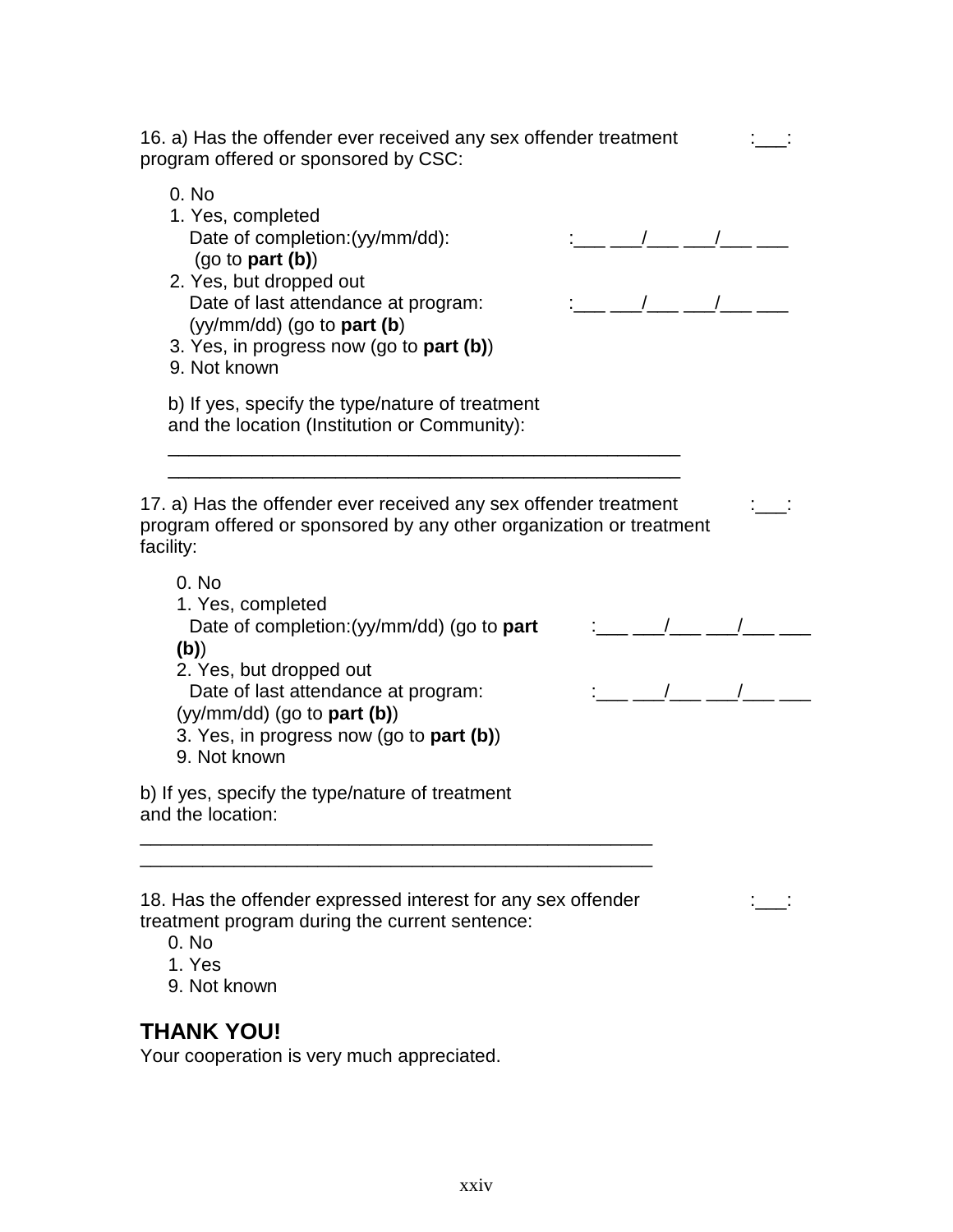16. a) Has the offender ever received any sex offender treatment program offered or sponsored by CSC: :___:

0. No
1. Yes, completed
   Date of completion:(yy/mm/dd): :___ ___/___ ___/___ ___
   (go to **part (b)**)
2. Yes, but dropped out
   Date of last attendance at program: :___ ___/___ ___/___ ___
   (yy/mm/dd) (go to **part (b**)
3. Yes, in progress now (go to **part (b)**)
9. Not known

b) If yes, specify the type/nature of treatment and the location (Institution or Community):

___________________________________________________

___________________________________________________

17. a) Has the offender ever received any sex offender treatment program offered or sponsored by any other organization or treatment facility: :___:

0. No
1. Yes, completed
   Date of completion:(yy/mm/dd) (go to **part (b)**) :___ ___/___ ___/___ ___
2. Yes, but dropped out
   Date of last attendance at program: :___ ___/___ ___/___ ___
   (yy/mm/dd) (go to **part (b)**)
3. Yes, in progress now (go to **part (b)**)
9. Not known

b) If yes, specify the type/nature of treatment and the location:

___________________________________________________

___________________________________________________

18. Has the offender expressed interest for any sex offender treatment program during the current sentence: :___:

0. No
1. Yes
9. Not known

## THANK YOU!

Your cooperation is very much appreciated.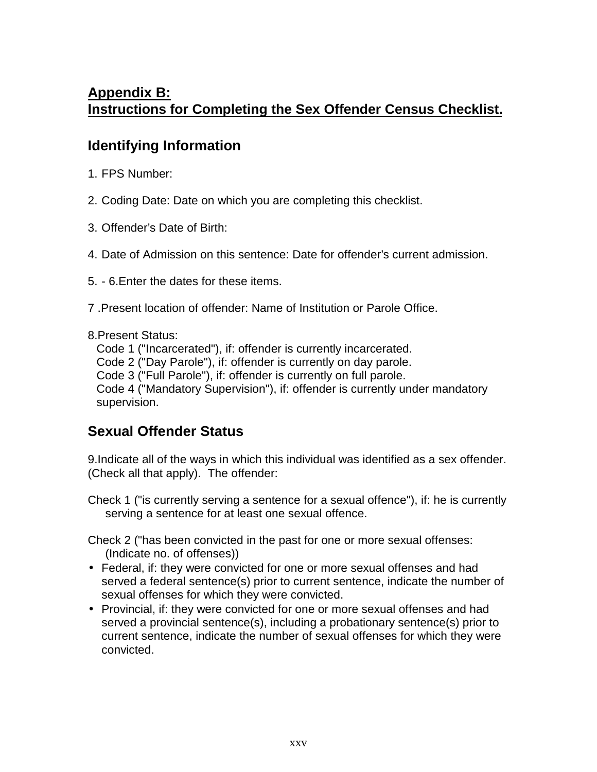# Appendix B:
# Instructions for Completing the Sex Offender Census Checklist.

## Identifying Information

1. FPS Number:

2. Coding Date: Date on which you are completing this checklist.

3. Offender's Date of Birth:

4. Date of Admission on this sentence: Date for offender's current admission.

5. - 6.Enter the dates for these items.

7 .Present location of offender: Name of Institution or Parole Office.

8.Present Status:
Code 1 ("Incarcerated"), if: offender is currently incarcerated.
Code 2 ("Day Parole"), if: offender is currently on day parole.
Code 3 ("Full Parole"), if: offender is currently on full parole.
Code 4 ("Mandatory Supervision"), if: offender is currently under mandatory supervision.

## Sexual Offender Status

9.Indicate all of the ways in which this individual was identified as a sex offender. (Check all that apply). The offender:

Check 1 ("is currently serving a sentence for a sexual offence"), if: he is currently serving a sentence for at least one sexual offence.

Check 2 ("has been convicted in the past for one or more sexual offenses: (Indicate no. of offenses))

- Federal, if: they were convicted for one or more sexual offenses and had served a federal sentence(s) prior to current sentence, indicate the number of sexual offenses for which they were convicted.
- Provincial, if: they were convicted for one or more sexual offenses and had served a provincial sentence(s), including a probationary sentence(s) prior to current sentence, indicate the number of sexual offenses for which they were convicted.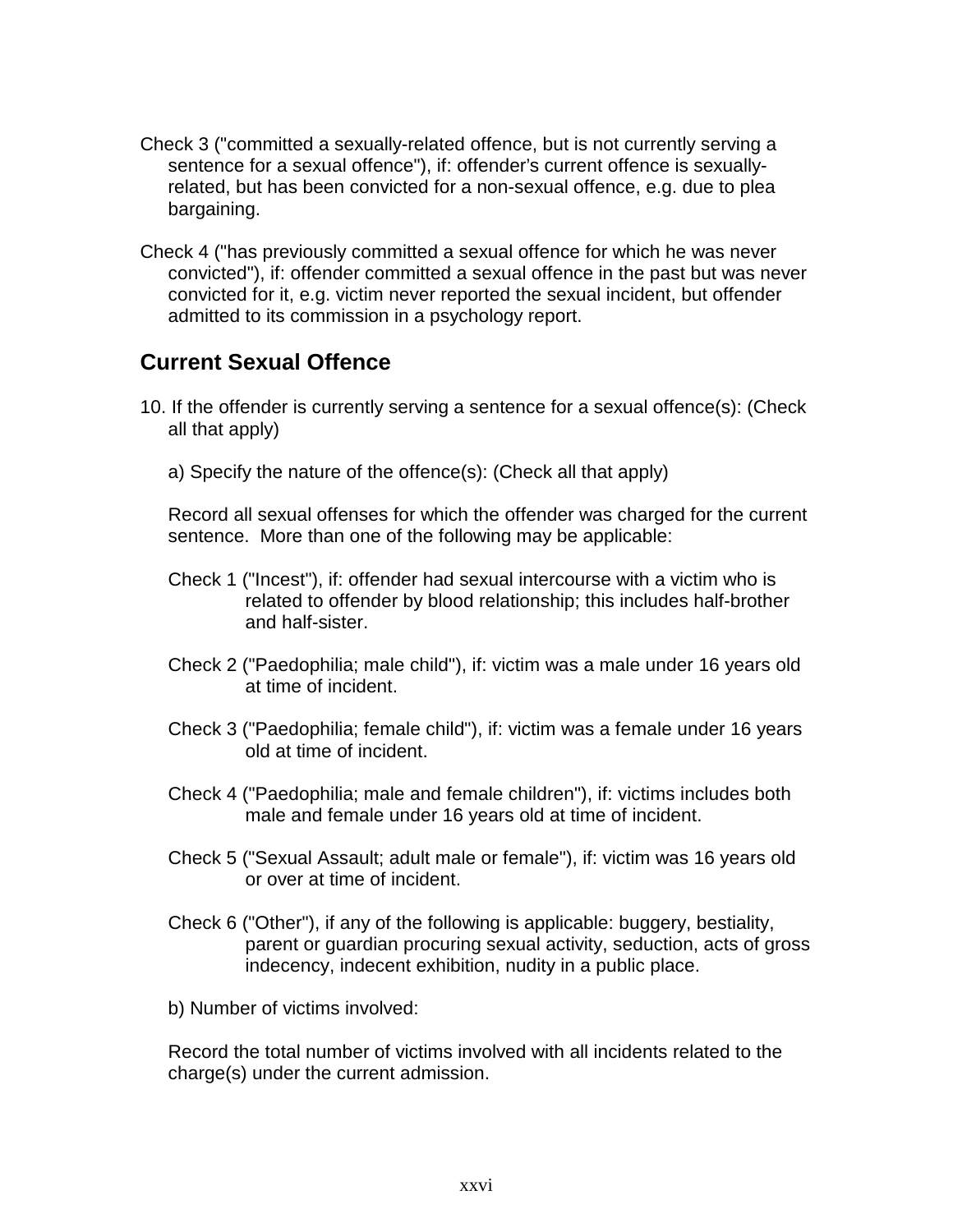Check 3 ("committed a sexually-related offence, but is not currently serving a sentence for a sexual offence"), if: offender's current offence is sexually-related, but has been convicted for a non-sexual offence, e.g. due to plea bargaining.

Check 4 ("has previously committed a sexual offence for which he was never convicted"), if: offender committed a sexual offence in the past but was never convicted for it, e.g. victim never reported the sexual incident, but offender admitted to its commission in a psychology report.

## Current Sexual Offence

10. If the offender is currently serving a sentence for a sexual offence(s): (Check all that apply)

a) Specify the nature of the offence(s): (Check all that apply)

Record all sexual offenses for which the offender was charged for the current sentence. More than one of the following may be applicable:

Check 1 ("Incest"), if: offender had sexual intercourse with a victim who is related to offender by blood relationship; this includes half-brother and half-sister.

Check 2 ("Paedophilia; male child"), if: victim was a male under 16 years old at time of incident.

Check 3 ("Paedophilia; female child"), if: victim was a female under 16 years old at time of incident.

Check 4 ("Paedophilia; male and female children"), if: victims includes both male and female under 16 years old at time of incident.

Check 5 ("Sexual Assault; adult male or female"), if: victim was 16 years old or over at time of incident.

Check 6 ("Other"), if any of the following is applicable: buggery, bestiality, parent or guardian procuring sexual activity, seduction, acts of gross indecency, indecent exhibition, nudity in a public place.

b) Number of victims involved:

Record the total number of victims involved with all incidents related to the charge(s) under the current admission.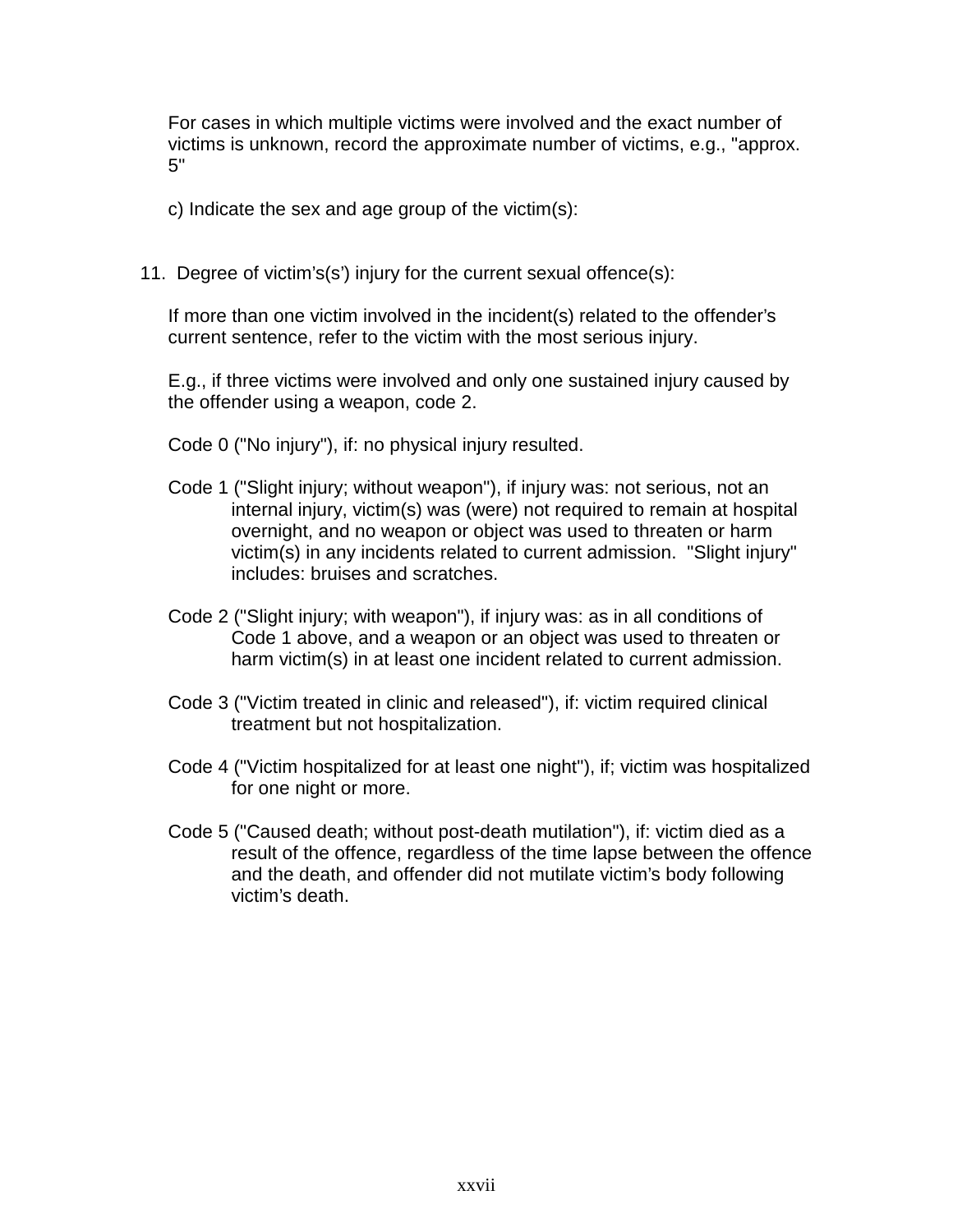For cases in which multiple victims were involved and the exact number of victims is unknown, record the approximate number of victims, e.g., "approx. 5"

c) Indicate the sex and age group of the victim(s):

11. Degree of victim's(s') injury for the current sexual offence(s):

If more than one victim involved in the incident(s) related to the offender's current sentence, refer to the victim with the most serious injury.

E.g., if three victims were involved and only one sustained injury caused by the offender using a weapon, code 2.

Code 0 ("No injury"), if: no physical injury resulted.

Code 1 ("Slight injury; without weapon"), if injury was: not serious, not an internal injury, victim(s) was (were) not required to remain at hospital overnight, and no weapon or object was used to threaten or harm victim(s) in any incidents related to current admission. "Slight injury" includes: bruises and scratches.

Code 2 ("Slight injury; with weapon"), if injury was: as in all conditions of Code 1 above, and a weapon or an object was used to threaten or harm victim(s) in at least one incident related to current admission.

Code 3 ("Victim treated in clinic and released"), if: victim required clinical treatment but not hospitalization.

Code 4 ("Victim hospitalized for at least one night"), if; victim was hospitalized for one night or more.

Code 5 ("Caused death; without post-death mutilation"), if: victim died as a result of the offence, regardless of the time lapse between the offence and the death, and offender did not mutilate victim's body following victim's death.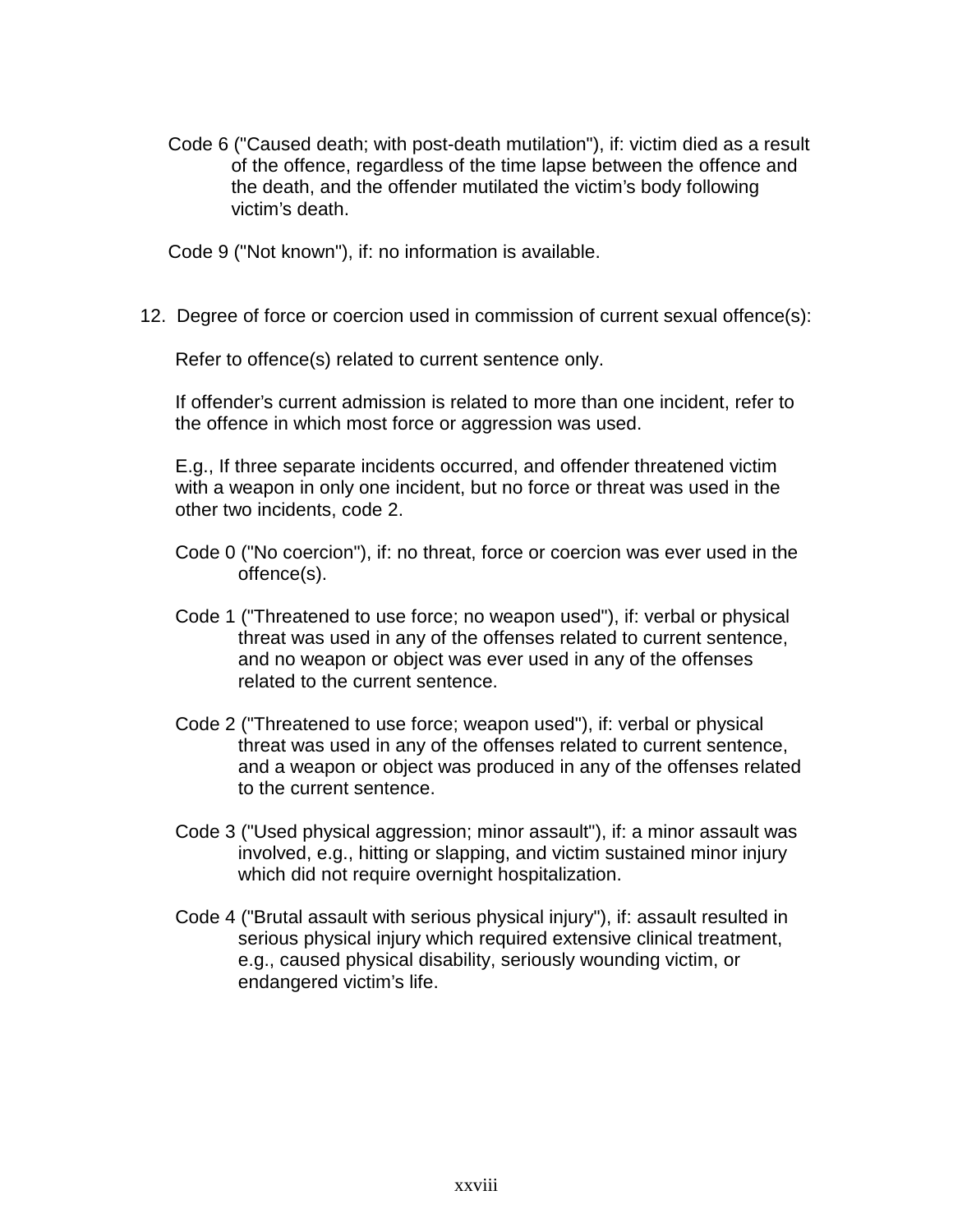Code 6 ("Caused death; with post-death mutilation"), if: victim died as a result of the offence, regardless of the time lapse between the offence and the death, and the offender mutilated the victim's body following victim's death.

Code 9 ("Not known"), if: no information is available.

12. Degree of force or coercion used in commission of current sexual offence(s):

Refer to offence(s) related to current sentence only.

If offender's current admission is related to more than one incident, refer to the offence in which most force or aggression was used.

E.g., If three separate incidents occurred, and offender threatened victim with a weapon in only one incident, but no force or threat was used in the other two incidents, code 2.

Code 0 ("No coercion"), if: no threat, force or coercion was ever used in the offence(s).

Code 1 ("Threatened to use force; no weapon used"), if: verbal or physical threat was used in any of the offenses related to current sentence, and no weapon or object was ever used in any of the offenses related to the current sentence.

Code 2 ("Threatened to use force; weapon used"), if: verbal or physical threat was used in any of the offenses related to current sentence, and a weapon or object was produced in any of the offenses related to the current sentence.

Code 3 ("Used physical aggression; minor assault"), if: a minor assault was involved, e.g., hitting or slapping, and victim sustained minor injury which did not require overnight hospitalization.

Code 4 ("Brutal assault with serious physical injury"), if: assault resulted in serious physical injury which required extensive clinical treatment, e.g., caused physical disability, seriously wounding victim, or endangered victim's life.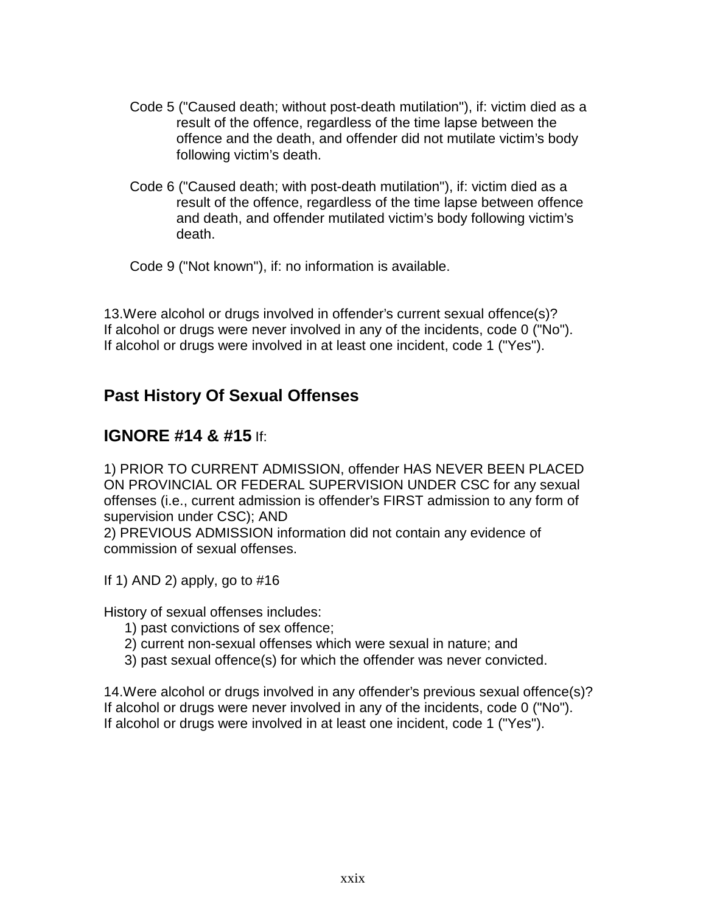Code 5 ("Caused death; without post-death mutilation"), if: victim died as a result of the offence, regardless of the time lapse between the offence and the death, and offender did not mutilate victim's body following victim's death.

Code 6 ("Caused death; with post-death mutilation"), if: victim died as a result of the offence, regardless of the time lapse between offence and death, and offender mutilated victim's body following victim's death.

Code 9 ("Not known"), if: no information is available.

13. Were alcohol or drugs involved in offender's current sexual offence(s)?
If alcohol or drugs were never involved in any of the incidents, code 0 ("No").
If alcohol or drugs were involved in at least one incident, code 1 ("Yes").

## Past History Of Sexual Offenses

## IGNORE #14 & #15 If:

1) PRIOR TO CURRENT ADMISSION, offender HAS NEVER BEEN PLACED ON PROVINCIAL OR FEDERAL SUPERVISION UNDER CSC for any sexual offenses (i.e., current admission is offender's FIRST admission to any form of supervision under CSC); AND
2) PREVIOUS ADMISSION information did not contain any evidence of commission of sexual offenses.

If 1) AND 2) apply, go to #16

History of sexual offenses includes:

1) past convictions of sex offence;
2) current non-sexual offenses which were sexual in nature; and
3) past sexual offence(s) for which the offender was never convicted.

14. Were alcohol or drugs involved in any offender's previous sexual offence(s)?
If alcohol or drugs were never involved in any of the incidents, code 0 ("No").
If alcohol or drugs were involved in at least one incident, code 1 ("Yes").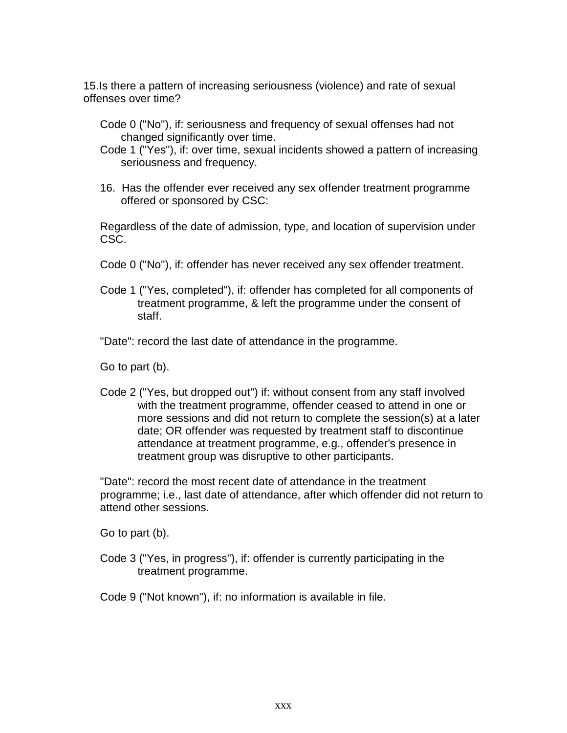15.Is there a pattern of increasing seriousness (violence) and rate of sexual offenses over time?

Code 0 ("No"), if: seriousness and frequency of sexual offenses had not changed significantly over time.
Code 1 ("Yes"), if: over time, sexual incidents showed a pattern of increasing seriousness and frequency.

16. Has the offender ever received any sex offender treatment programme offered or sponsored by CSC:

Regardless of the date of admission, type, and location of supervision under CSC.

Code 0 ("No"), if: offender has never received any sex offender treatment.

Code 1 ("Yes, completed"), if: offender has completed for all components of treatment programme, & left the programme under the consent of staff.

"Date": record the last date of attendance in the programme.

Go to part (b).

Code 2 ("Yes, but dropped out") if: without consent from any staff involved with the treatment programme, offender ceased to attend in one or more sessions and did not return to complete the session(s) at a later date; OR offender was requested by treatment staff to discontinue attendance at treatment programme, e.g., offender's presence in treatment group was disruptive to other participants.

"Date": record the most recent date of attendance in the treatment programme; i.e., last date of attendance, after which offender did not return to attend other sessions.

Go to part (b).

Code 3 ("Yes, in progress"), if: offender is currently participating in the treatment programme.

Code 9 ("Not known"), if: no information is available in file.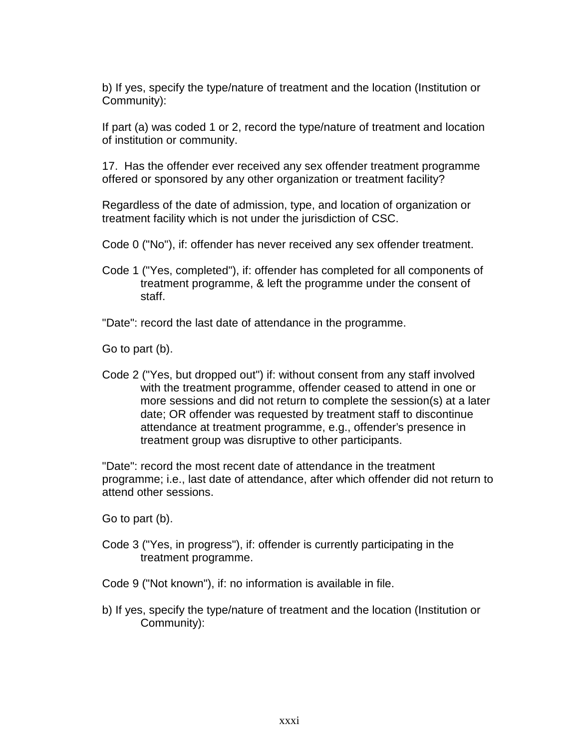b) If yes, specify the type/nature of treatment and the location (Institution or Community):

If part (a) was coded 1 or 2, record the type/nature of treatment and location of institution or community.

17. Has the offender ever received any sex offender treatment programme offered or sponsored by any other organization or treatment facility?

Regardless of the date of admission, type, and location of organization or treatment facility which is not under the jurisdiction of CSC.

Code 0 ("No"), if: offender has never received any sex offender treatment.

Code 1 ("Yes, completed"), if: offender has completed for all components of treatment programme, & left the programme under the consent of staff.

"Date": record the last date of attendance in the programme.

Go to part (b).

Code 2 ("Yes, but dropped out") if: without consent from any staff involved with the treatment programme, offender ceased to attend in one or more sessions and did not return to complete the session(s) at a later date; OR offender was requested by treatment staff to discontinue attendance at treatment programme, e.g., offender's presence in treatment group was disruptive to other participants.

"Date": record the most recent date of attendance in the treatment programme; i.e., last date of attendance, after which offender did not return to attend other sessions.

Go to part (b).

Code 3 ("Yes, in progress"), if: offender is currently participating in the treatment programme.

Code 9 ("Not known"), if: no information is available in file.

b) If yes, specify the type/nature of treatment and the location (Institution or Community):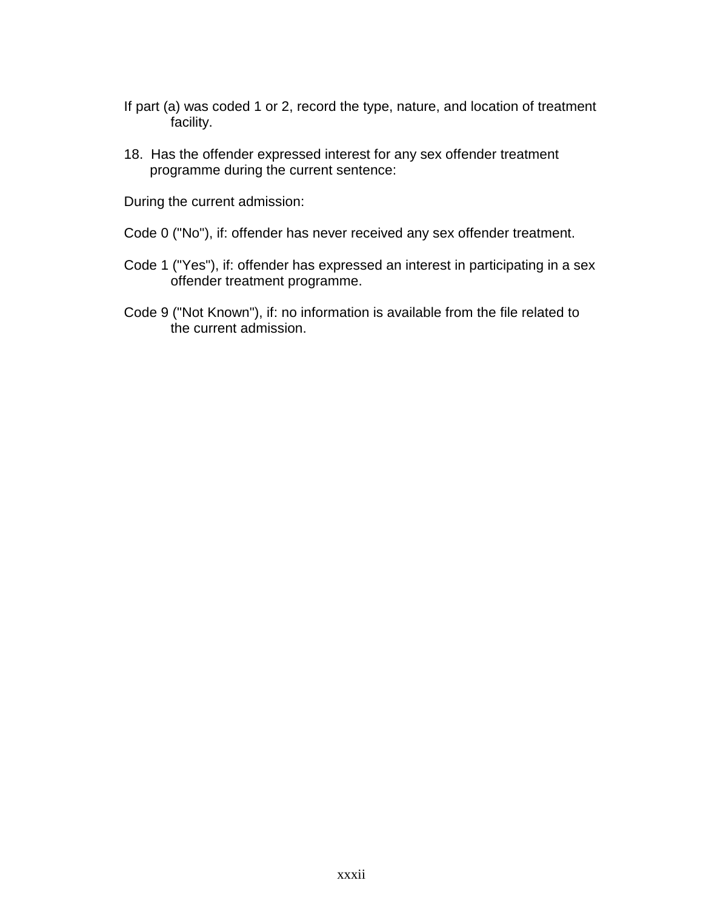If part (a) was coded 1 or 2, record the type, nature, and location of treatment facility.

18. Has the offender expressed interest for any sex offender treatment programme during the current sentence:

During the current admission:

Code 0 ("No"), if: offender has never received any sex offender treatment.

Code 1 ("Yes"), if: offender has expressed an interest in participating in a sex offender treatment programme.

Code 9 ("Not Known"), if: no information is available from the file related to the current admission.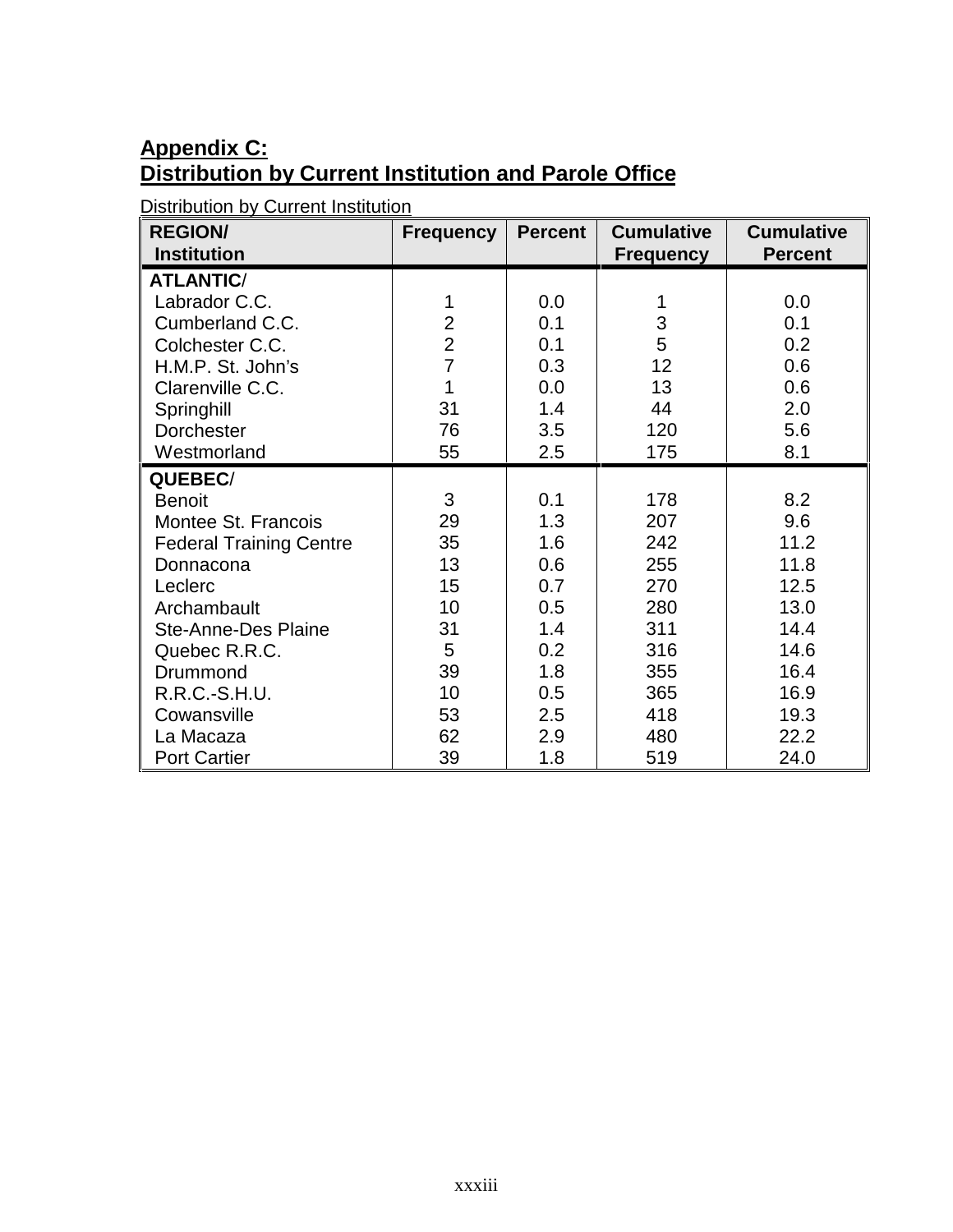## Appendix C:
## Distribution by Current Institution and Parole Office

Distribution by Current Institution

| REGION/ Institution | Frequency | Percent | Cumulative Frequency | Cumulative Percent |
|---|---|---|---|---|
| **ATLANTIC**/ | | | | |
| Labrador C.C. | 1 | 0.0 | 1 | 0.0 |
| Cumberland C.C. | 2 | 0.1 | 3 | 0.1 |
| Colchester C.C. | 2 | 0.1 | 5 | 0.2 |
| H.M.P. St. John's | 7 | 0.3 | 12 | 0.6 |
| Clarenville C.C. | 1 | 0.0 | 13 | 0.6 |
| Springhill | 31 | 1.4 | 44 | 2.0 |
| Dorchester | 76 | 3.5 | 120 | 5.6 |
| Westmorland | 55 | 2.5 | 175 | 8.1 |
| **QUEBEC**/ | | | | |
| Benoit | 3 | 0.1 | 178 | 8.2 |
| Montee St. Francois | 29 | 1.3 | 207 | 9.6 |
| Federal Training Centre | 35 | 1.6 | 242 | 11.2 |
| Donnacona | 13 | 0.6 | 255 | 11.8 |
| Leclerc | 15 | 0.7 | 270 | 12.5 |
| Archambault | 10 | 0.5 | 280 | 13.0 |
| Ste-Anne-Des Plaine | 31 | 1.4 | 311 | 14.4 |
| Quebec R.R.C. | 5 | 0.2 | 316 | 14.6 |
| Drummond | 39 | 1.8 | 355 | 16.4 |
| R.R.C.-S.H.U. | 10 | 0.5 | 365 | 16.9 |
| Cowansville | 53 | 2.5 | 418 | 19.3 |
| La Macaza | 62 | 2.9 | 480 | 22.2 |
| Port Cartier | 39 | 1.8 | 519 | 24.0 |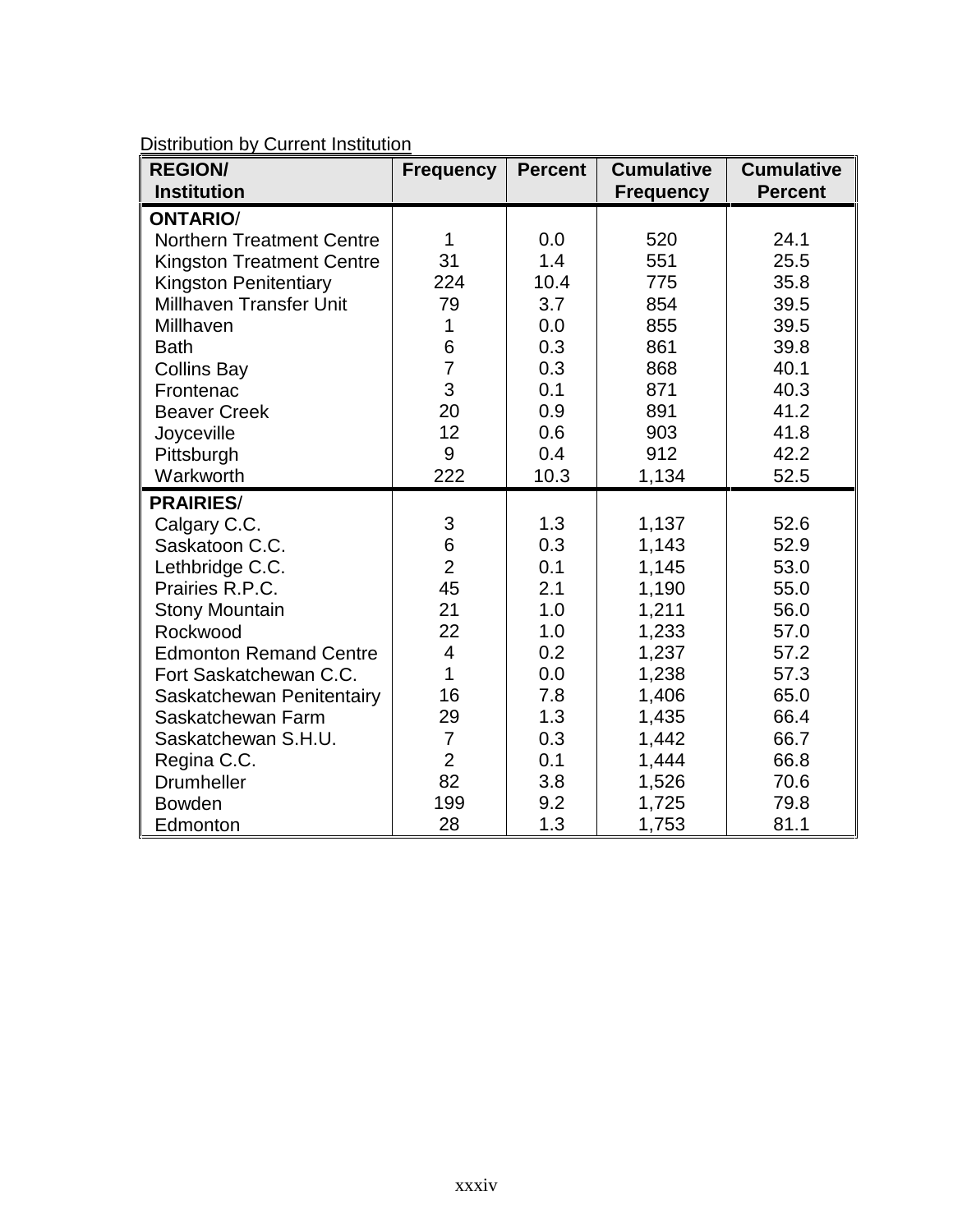Distribution by Current Institution

| REGION/ Institution | Frequency | Percent | Cumulative Frequency | Cumulative Percent |
|---|---|---|---|---|
| **ONTARIO**/ | | | | |
| Northern Treatment Centre | 1 | 0.0 | 520 | 24.1 |
| Kingston Treatment Centre | 31 | 1.4 | 551 | 25.5 |
| Kingston Penitentiary | 224 | 10.4 | 775 | 35.8 |
| Millhaven Transfer Unit | 79 | 3.7 | 854 | 39.5 |
| Millhaven | 1 | 0.0 | 855 | 39.5 |
| Bath | 6 | 0.3 | 861 | 39.8 |
| Collins Bay | 7 | 0.3 | 868 | 40.1 |
| Frontenac | 3 | 0.1 | 871 | 40.3 |
| Beaver Creek | 20 | 0.9 | 891 | 41.2 |
| Joyceville | 12 | 0.6 | 903 | 41.8 |
| Pittsburgh | 9 | 0.4 | 912 | 42.2 |
| Warkworth | 222 | 10.3 | 1,134 | 52.5 |
| **PRAIRIES**/ | | | | |
| Calgary C.C. | 3 | 1.3 | 1,137 | 52.6 |
| Saskatoon C.C. | 6 | 0.3 | 1,143 | 52.9 |
| Lethbridge C.C. | 2 | 0.1 | 1,145 | 53.0 |
| Prairies R.P.C. | 45 | 2.1 | 1,190 | 55.0 |
| Stony Mountain | 21 | 1.0 | 1,211 | 56.0 |
| Rockwood | 22 | 1.0 | 1,233 | 57.0 |
| Edmonton Remand Centre | 4 | 0.2 | 1,237 | 57.2 |
| Fort Saskatchewan C.C. | 1 | 0.0 | 1,238 | 57.3 |
| Saskatchewan Penitentairy | 16 | 7.8 | 1,406 | 65.0 |
| Saskatchewan Farm | 29 | 1.3 | 1,435 | 66.4 |
| Saskatchewan S.H.U. | 7 | 0.3 | 1,442 | 66.7 |
| Regina C.C. | 2 | 0.1 | 1,444 | 66.8 |
| Drumheller | 82 | 3.8 | 1,526 | 70.6 |
| Bowden | 199 | 9.2 | 1,725 | 79.8 |
| Edmonton | 28 | 1.3 | 1,753 | 81.1 |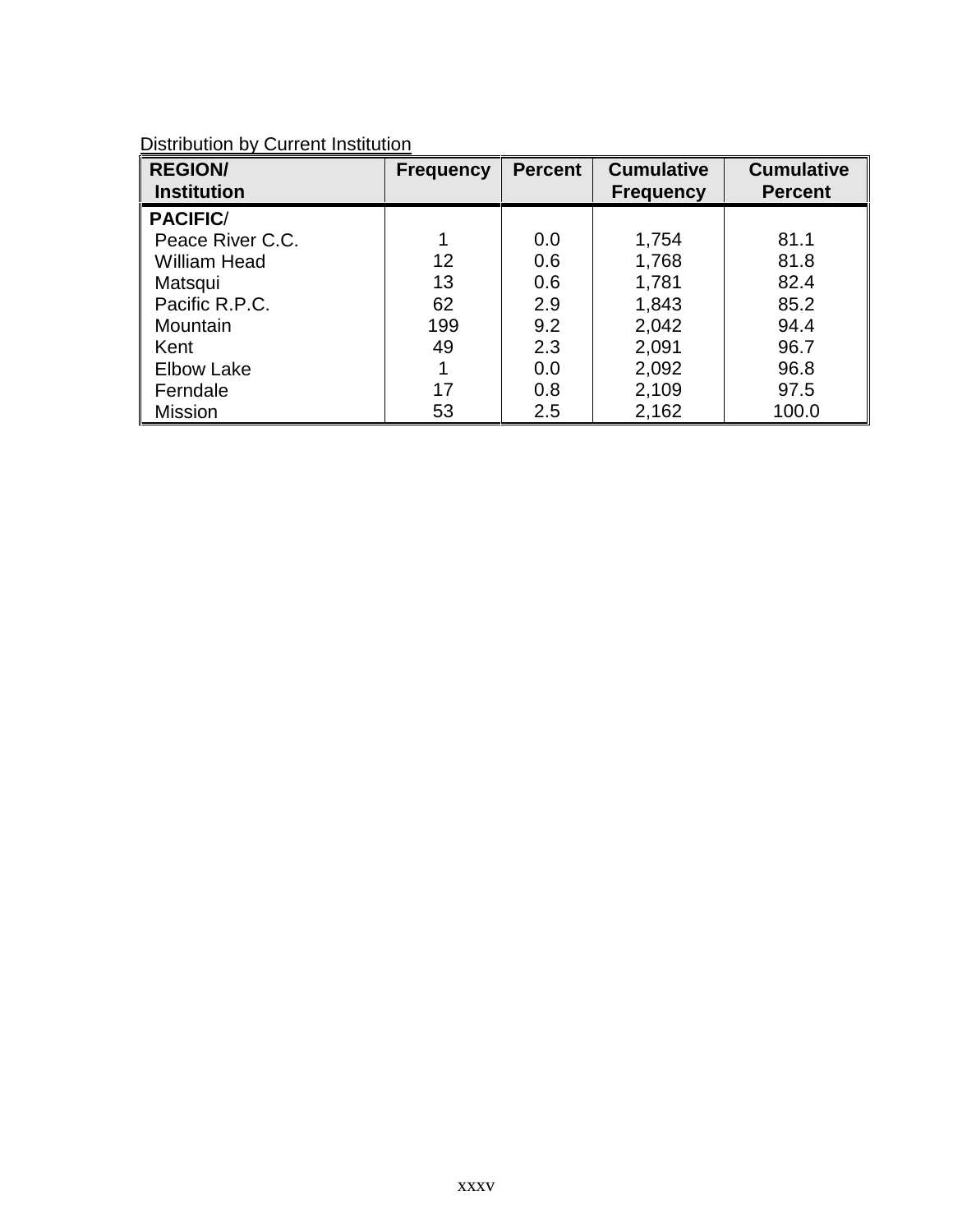Distribution by Current Institution

| REGION/ Institution | Frequency | Percent | Cumulative Frequency | Cumulative Percent |
|---|---|---|---|---|
| **PACIFIC**/ | | | | |
| Peace River C.C. | 1 | 0.0 | 1,754 | 81.1 |
| William Head | 12 | 0.6 | 1,768 | 81.8 |
| Matsqui | 13 | 0.6 | 1,781 | 82.4 |
| Pacific R.P.C. | 62 | 2.9 | 1,843 | 85.2 |
| Mountain | 199 | 9.2 | 2,042 | 94.4 |
| Kent | 49 | 2.3 | 2,091 | 96.7 |
| Elbow Lake | 1 | 0.0 | 2,092 | 96.8 |
| Ferndale | 17 | 0.8 | 2,109 | 97.5 |
| Mission | 53 | 2.5 | 2,162 | 100.0 |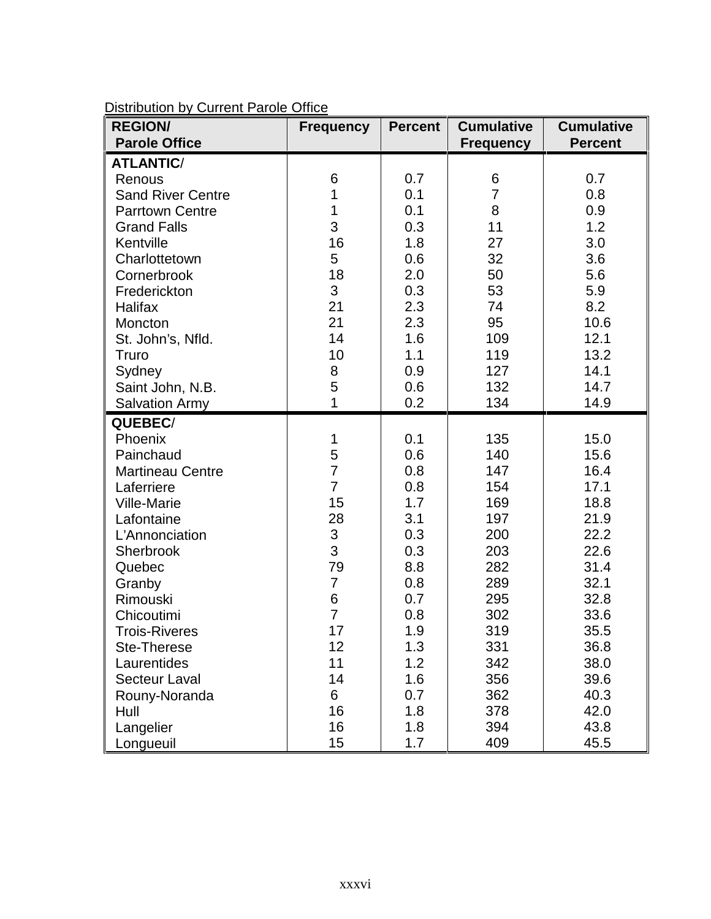Distribution by Current Parole Office

| REGION/ Parole Office | Frequency | Percent | Cumulative Frequency | Cumulative Percent |
|---|---|---|---|---|
| **ATLANTIC**/ | | | | |
| Renous | 6 | 0.7 | 6 | 0.7 |
| Sand River Centre | 1 | 0.1 | 7 | 0.8 |
| Parrtown Centre | 1 | 0.1 | 8 | 0.9 |
| Grand Falls | 3 | 0.3 | 11 | 1.2 |
| Kentville | 16 | 1.8 | 27 | 3.0 |
| Charlottetown | 5 | 0.6 | 32 | 3.6 |
| Cornerbrook | 18 | 2.0 | 50 | 5.6 |
| Frederickton | 3 | 0.3 | 53 | 5.9 |
| Halifax | 21 | 2.3 | 74 | 8.2 |
| Moncton | 21 | 2.3 | 95 | 10.6 |
| St. John’s, Nfld. | 14 | 1.6 | 109 | 12.1 |
| Truro | 10 | 1.1 | 119 | 13.2 |
| Sydney | 8 | 0.9 | 127 | 14.1 |
| Saint John, N.B. | 5 | 0.6 | 132 | 14.7 |
| Salvation Army | 1 | 0.2 | 134 | 14.9 |
| **QUEBEC**/ | | | | |
| Phoenix | 1 | 0.1 | 135 | 15.0 |
| Painchaud | 5 | 0.6 | 140 | 15.6 |
| Martineau Centre | 7 | 0.8 | 147 | 16.4 |
| Laferriere | 7 | 0.8 | 154 | 17.1 |
| Ville-Marie | 15 | 1.7 | 169 | 18.8 |
| Lafontaine | 28 | 3.1 | 197 | 21.9 |
| L’Annonciation | 3 | 0.3 | 200 | 22.2 |
| Sherbrook | 3 | 0.3 | 203 | 22.6 |
| Quebec | 79 | 8.8 | 282 | 31.4 |
| Granby | 7 | 0.8 | 289 | 32.1 |
| Rimouski | 6 | 0.7 | 295 | 32.8 |
| Chicoutimi | 7 | 0.8 | 302 | 33.6 |
| Trois-Riveres | 17 | 1.9 | 319 | 35.5 |
| Ste-Therese | 12 | 1.3 | 331 | 36.8 |
| Laurentides | 11 | 1.2 | 342 | 38.0 |
| Secteur Laval | 14 | 1.6 | 356 | 39.6 |
| Rouny-Noranda | 6 | 0.7 | 362 | 40.3 |
| Hull | 16 | 1.8 | 378 | 42.0 |
| Langelier | 16 | 1.8 | 394 | 43.8 |
| Longueuil | 15 | 1.7 | 409 | 45.5 |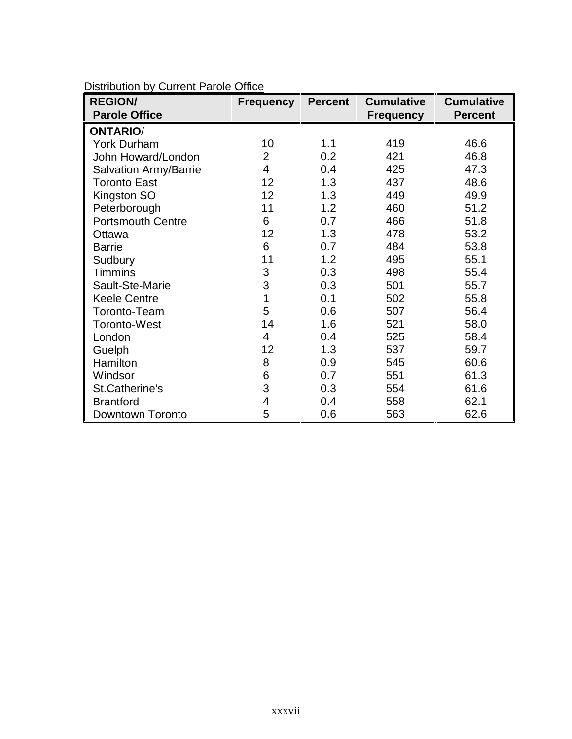Distribution by Current Parole Office

| **REGION/ Parole Office** | **Frequency** | **Percent** | **Cumulative Frequency** | **Cumulative Percent** |
|---|---|---|---|---|
| **ONTARIO**/ | | | | |
| York Durham | 10 | 1.1 | 419 | 46.6 |
| John Howard/London | 2 | 0.2 | 421 | 46.8 |
| Salvation Army/Barrie | 4 | 0.4 | 425 | 47.3 |
| Toronto East | 12 | 1.3 | 437 | 48.6 |
| Kingston SO | 12 | 1.3 | 449 | 49.9 |
| Peterborough | 11 | 1.2 | 460 | 51.2 |
| Portsmouth Centre | 6 | 0.7 | 466 | 51.8 |
| Ottawa | 12 | 1.3 | 478 | 53.2 |
| Barrie | 6 | 0.7 | 484 | 53.8 |
| Sudbury | 11 | 1.2 | 495 | 55.1 |
| Timmins | 3 | 0.3 | 498 | 55.4 |
| Sault-Ste-Marie | 3 | 0.3 | 501 | 55.7 |
| Keele Centre | 1 | 0.1 | 502 | 55.8 |
| Toronto-Team | 5 | 0.6 | 507 | 56.4 |
| Toronto-West | 14 | 1.6 | 521 | 58.0 |
| London | 4 | 0.4 | 525 | 58.4 |
| Guelph | 12 | 1.3 | 537 | 59.7 |
| Hamilton | 8 | 0.9 | 545 | 60.6 |
| Windsor | 6 | 0.7 | 551 | 61.3 |
| St.Catherine's | 3 | 0.3 | 554 | 61.6 |
| Brantford | 4 | 0.4 | 558 | 62.1 |
| Downtown Toronto | 5 | 0.6 | 563 | 62.6 |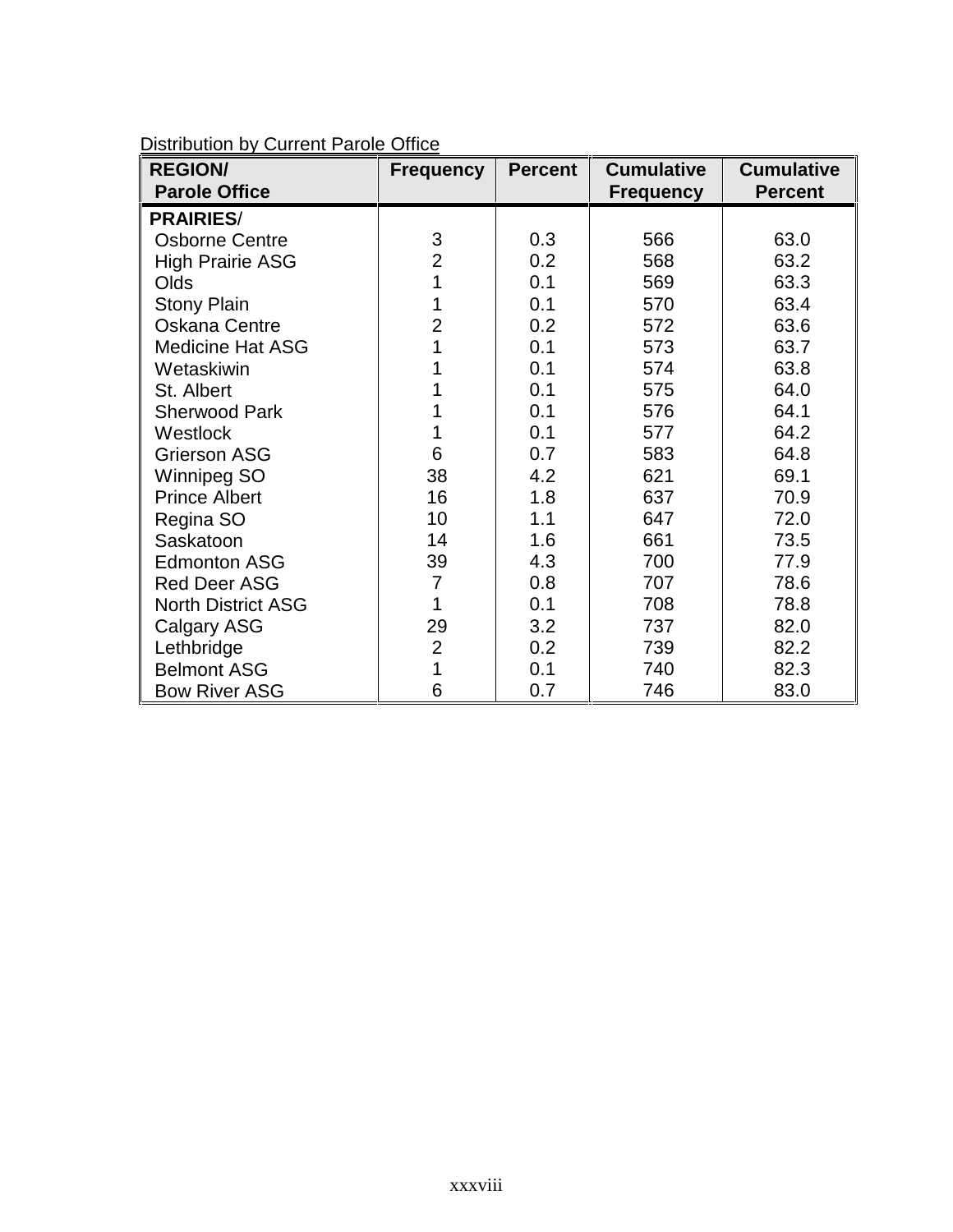Distribution by Current Parole Office

| REGION/ Parole Office | Frequency | Percent | Cumulative Frequency | Cumulative Percent |
|---|---|---|---|---|
| **PRAIRIES**/ | | | | |
| Osborne Centre | 3 | 0.3 | 566 | 63.0 |
| High Prairie ASG | 2 | 0.2 | 568 | 63.2 |
| Olds | 1 | 0.1 | 569 | 63.3 |
| Stony Plain | 1 | 0.1 | 570 | 63.4 |
| Oskana Centre | 2 | 0.2 | 572 | 63.6 |
| Medicine Hat ASG | 1 | 0.1 | 573 | 63.7 |
| Wetaskiwin | 1 | 0.1 | 574 | 63.8 |
| St. Albert | 1 | 0.1 | 575 | 64.0 |
| Sherwood Park | 1 | 0.1 | 576 | 64.1 |
| Westlock | 1 | 0.1 | 577 | 64.2 |
| Grierson ASG | 6 | 0.7 | 583 | 64.8 |
| Winnipeg SO | 38 | 4.2 | 621 | 69.1 |
| Prince Albert | 16 | 1.8 | 637 | 70.9 |
| Regina SO | 10 | 1.1 | 647 | 72.0 |
| Saskatoon | 14 | 1.6 | 661 | 73.5 |
| Edmonton ASG | 39 | 4.3 | 700 | 77.9 |
| Red Deer ASG | 7 | 0.8 | 707 | 78.6 |
| North District ASG | 1 | 0.1 | 708 | 78.8 |
| Calgary ASG | 29 | 3.2 | 737 | 82.0 |
| Lethbridge | 2 | 0.2 | 739 | 82.2 |
| Belmont ASG | 1 | 0.1 | 740 | 82.3 |
| Bow River ASG | 6 | 0.7 | 746 | 83.0 |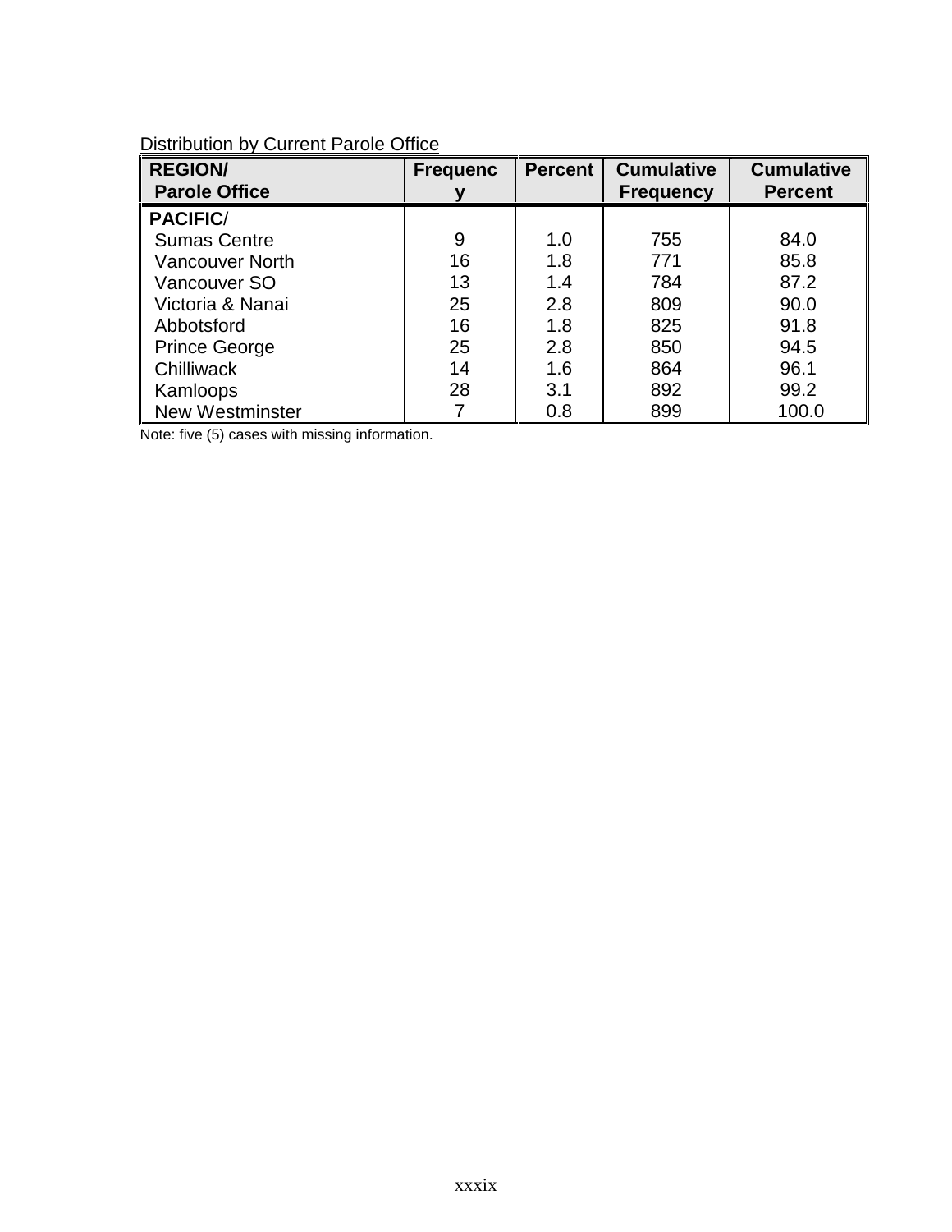Distribution by Current Parole Office

| **REGION/ Parole Office** | **Frequency** | **Percent** | **Cumulative Frequency** | **Cumulative Percent** |
|---|---|---|---|---|
| **PACIFIC**/ | | | | |
| Sumas Centre | 9 | 1.0 | 755 | 84.0 |
| Vancouver North | 16 | 1.8 | 771 | 85.8 |
| Vancouver SO | 13 | 1.4 | 784 | 87.2 |
| Victoria & Nanai | 25 | 2.8 | 809 | 90.0 |
| Abbotsford | 16 | 1.8 | 825 | 91.8 |
| Prince George | 25 | 2.8 | 850 | 94.5 |
| Chilliwack | 14 | 1.6 | 864 | 96.1 |
| Kamloops | 28 | 3.1 | 892 | 99.2 |
| New Westminster | 7 | 0.8 | 899 | 100.0 |

Note: five (5) cases with missing information.